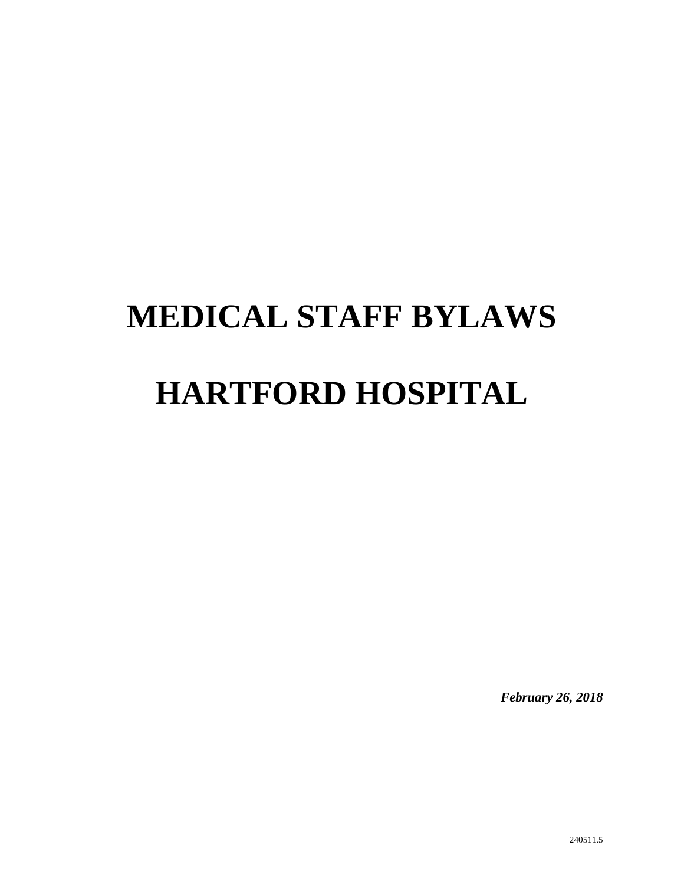# MEDICAL STAFF BYLAWS

# HARTFORD HOSPITAL

***February 26, 2018***

240511.5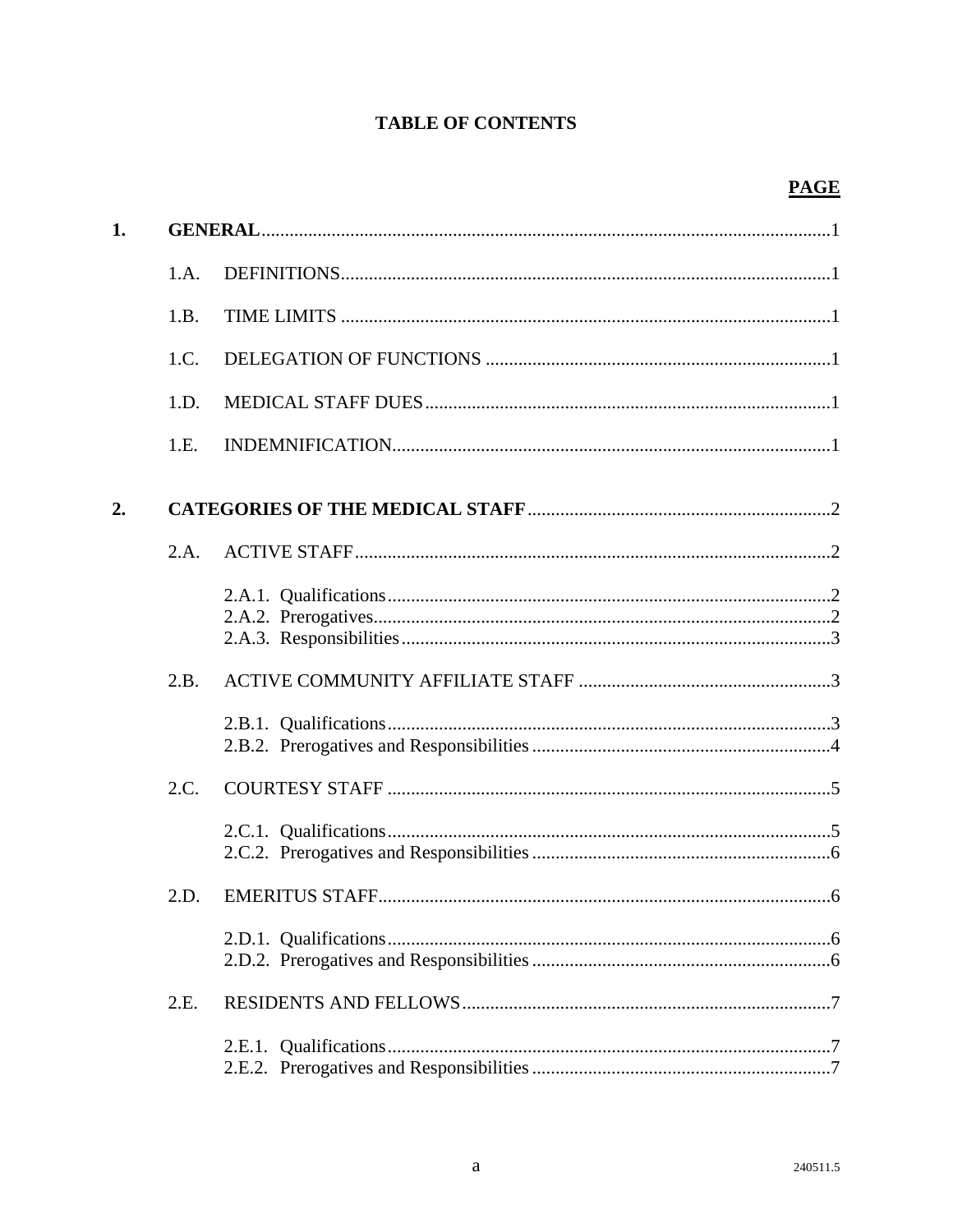# TABLE OF CONTENTS

| | | PAGE |
|---|---|---|
| **1.** | **GENERAL** | 1 |
| | 1.A. DEFINITIONS | 1 |
| | 1.B. TIME LIMITS | 1 |
| | 1.C. DELEGATION OF FUNCTIONS | 1 |
| | 1.D. MEDICAL STAFF DUES | 1 |
| | 1.E. INDEMNIFICATION | 1 |
| **2.** | **CATEGORIES OF THE MEDICAL STAFF** | 2 |
| | 2.A. ACTIVE STAFF | 2 |
| | 2.A.1. Qualifications | 2 |
| | 2.A.2. Prerogatives | 2 |
| | 2.A.3. Responsibilities | 3 |
| | 2.B. ACTIVE COMMUNITY AFFILIATE STAFF | 3 |
| | 2.B.1. Qualifications | 3 |
| | 2.B.2. Prerogatives and Responsibilities | 4 |
| | 2.C. COURTESY STAFF | 5 |
| | 2.C.1. Qualifications | 5 |
| | 2.C.2. Prerogatives and Responsibilities | 6 |
| | 2.D. EMERITUS STAFF | 6 |
| | 2.D.1. Qualifications | 6 |
| | 2.D.2. Prerogatives and Responsibilities | 6 |
| | 2.E. RESIDENTS AND FELLOWS | 7 |
| | 2.E.1. Qualifications | 7 |
| | 2.E.2. Prerogatives and Responsibilities | 7 |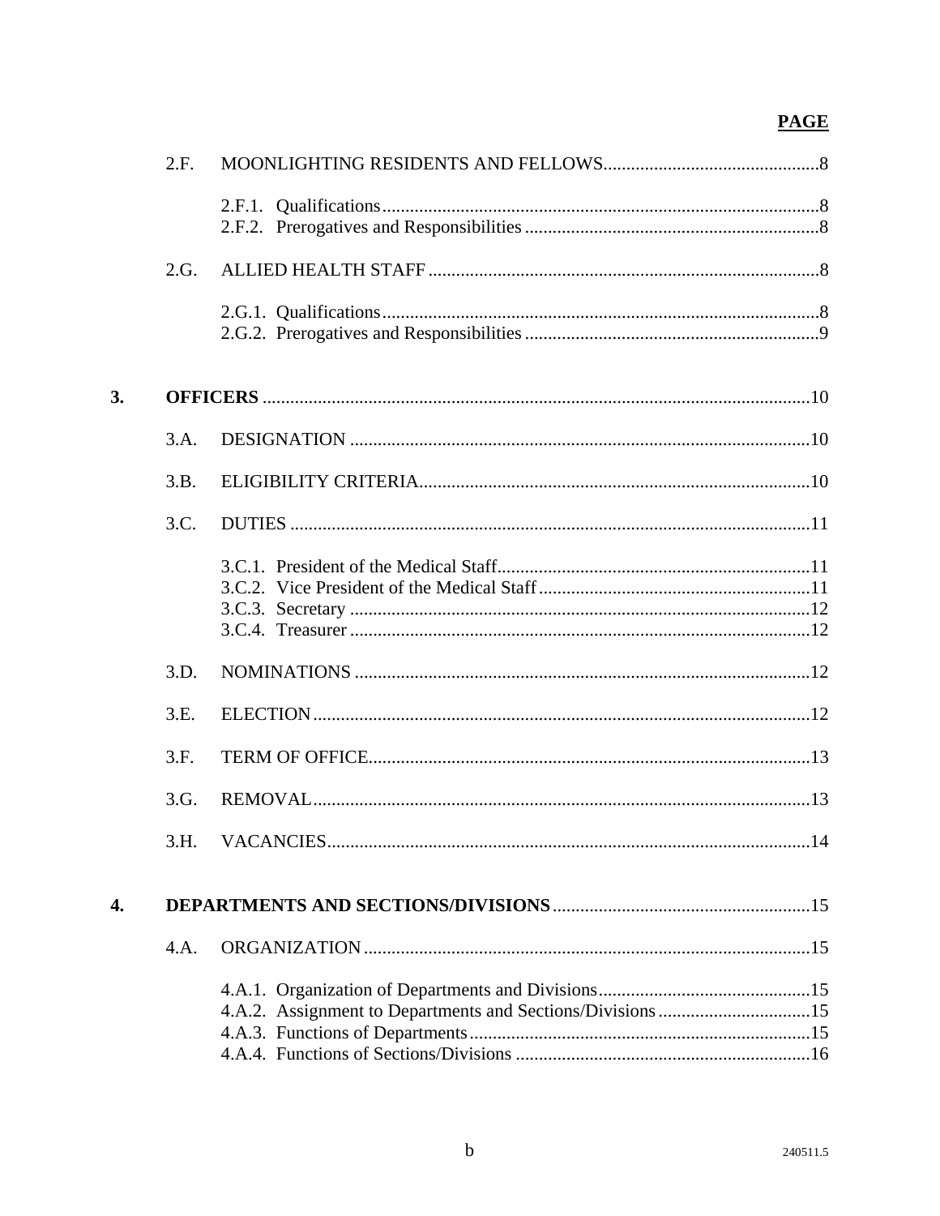**PAGE**

2.F. MOONLIGHTING RESIDENTS AND FELLOWS...............................................8

- 2.F.1. Qualifications...............................................................................................8
- 2.F.2. Prerogatives and Responsibilities ................................................................8

2.G. ALLIED HEALTH STAFF ....................................................................................8

- 2.G.1. Qualifications...............................................................................................8
- 2.G.2. Prerogatives and Responsibilities ................................................................9

**3. OFFICERS** ......................................................................................................................10

3.A. DESIGNATION ....................................................................................................10

3.B. ELIGIBILITY CRITERIA.....................................................................................10

3.C. DUTIES .................................................................................................................11

- 3.C.1. President of the Medical Staff....................................................................11
- 3.C.2. Vice President of the Medical Staff...........................................................11
- 3.C.3. Secretary ....................................................................................................12
- 3.C.4. Treasurer ....................................................................................................12

3.D. NOMINATIONS ...................................................................................................12

3.E. ELECTION............................................................................................................12

3.F. TERM OF OFFICE................................................................................................13

3.G. REMOVAL............................................................................................................13

3.H. VACANCIES.........................................................................................................14

**4. DEPARTMENTS AND SECTIONS/DIVISIONS**........................................................15

4.A. ORGANIZATION.................................................................................................15

- 4.A.1. Organization of Departments and Divisions..............................................15
- 4.A.2. Assignment to Departments and Sections/Divisions.................................15
- 4.A.3. Functions of Departments..........................................................................15
- 4.A.4. Functions of Sections/Divisions ................................................................16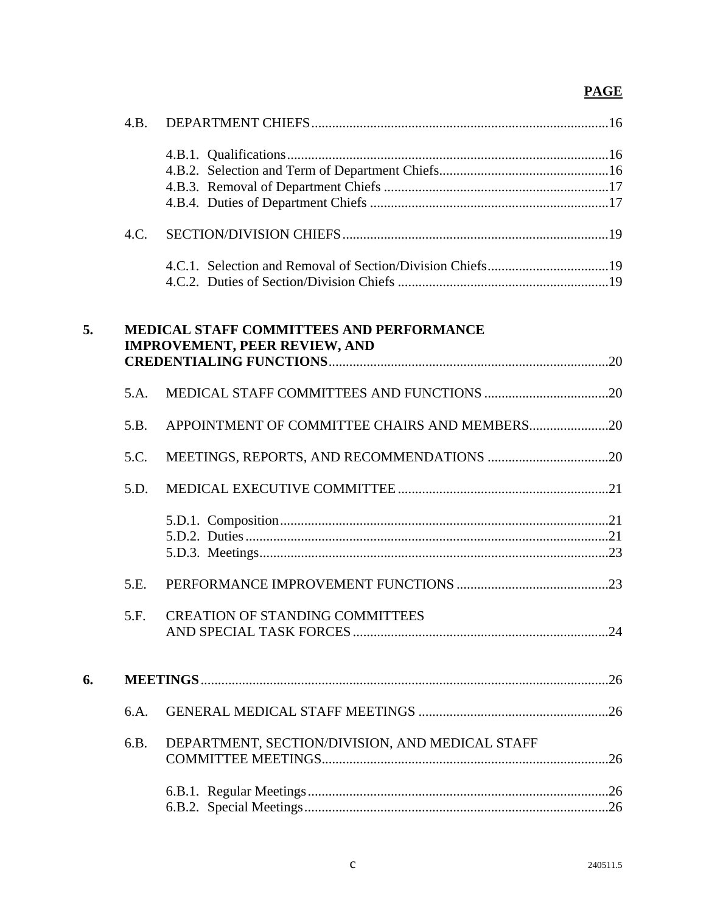**PAGE**

4.B. DEPARTMENT CHIEFS ..... 16

- 4.B.1. Qualifications ..... 16
- 4.B.2. Selection and Term of Department Chiefs ..... 16
- 4.B.3. Removal of Department Chiefs ..... 17
- 4.B.4. Duties of Department Chiefs ..... 17

4.C. SECTION/DIVISION CHIEFS ..... 19

- 4.C.1. Selection and Removal of Section/Division Chiefs ..... 19
- 4.C.2. Duties of Section/Division Chiefs ..... 19

**5. MEDICAL STAFF COMMITTEES AND PERFORMANCE IMPROVEMENT, PEER REVIEW, AND CREDENTIALING FUNCTIONS** ..... 20

5.A. MEDICAL STAFF COMMITTEES AND FUNCTIONS ..... 20

5.B. APPOINTMENT OF COMMITTEE CHAIRS AND MEMBERS ..... 20

5.C. MEETINGS, REPORTS, AND RECOMMENDATIONS ..... 20

5.D. MEDICAL EXECUTIVE COMMITTEE ..... 21

- 5.D.1. Composition ..... 21
- 5.D.2. Duties ..... 21
- 5.D.3. Meetings ..... 23

5.E. PERFORMANCE IMPROVEMENT FUNCTIONS ..... 23

5.F. CREATION OF STANDING COMMITTEES AND SPECIAL TASK FORCES ..... 24

**6. MEETINGS** ..... 26

6.A. GENERAL MEDICAL STAFF MEETINGS ..... 26

6.B. DEPARTMENT, SECTION/DIVISION, AND MEDICAL STAFF COMMITTEE MEETINGS ..... 26

- 6.B.1. Regular Meetings ..... 26
- 6.B.2. Special Meetings ..... 26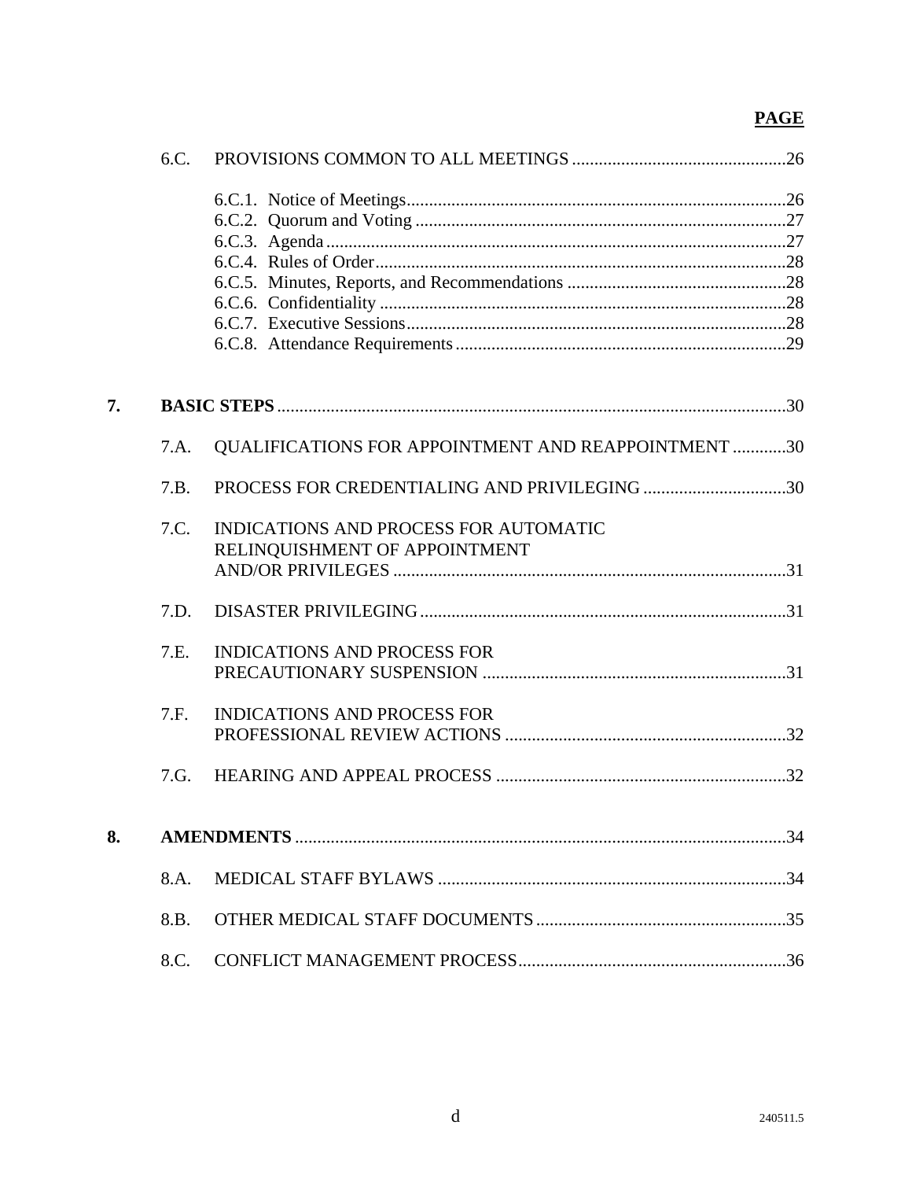**PAGE**

6.C. PROVISIONS COMMON TO ALL MEETINGS ....................................................26

- 6.C.1. Notice of Meetings....................................................................................26
- 6.C.2. Quorum and Voting ..................................................................................27
- 6.C.3. Agenda ......................................................................................................27
- 6.C.4. Rules of Order...........................................................................................28
- 6.C.5. Minutes, Reports, and Recommendations ................................................28
- 6.C.6. Confidentiality ..........................................................................................28
- 6.C.7. Executive Sessions....................................................................................28
- 6.C.8. Attendance Requirements .........................................................................29

**7. BASIC STEPS** ...........................................................................................................30

7.A. QUALIFICATIONS FOR APPOINTMENT AND REAPPOINTMENT ............30

7.B. PROCESS FOR CREDENTIALING AND PRIVILEGING ................................30

7.C. INDICATIONS AND PROCESS FOR AUTOMATIC RELINQUISHMENT OF APPOINTMENT AND/OR PRIVILEGES .......................................................................................31

7.D. DISASTER PRIVILEGING..................................................................................31

7.E. INDICATIONS AND PROCESS FOR PRECAUTIONARY SUSPENSION ...................................................................31

7.F. INDICATIONS AND PROCESS FOR PROFESSIONAL REVIEW ACTIONS ...............................................................32

7.G. HEARING AND APPEAL PROCESS .................................................................32

**8. AMENDMENTS** .......................................................................................................34

8.A. MEDICAL STAFF BYLAWS ..............................................................................34

8.B. OTHER MEDICAL STAFF DOCUMENTS........................................................35

8.C. CONFLICT MANAGEMENT PROCESS............................................................36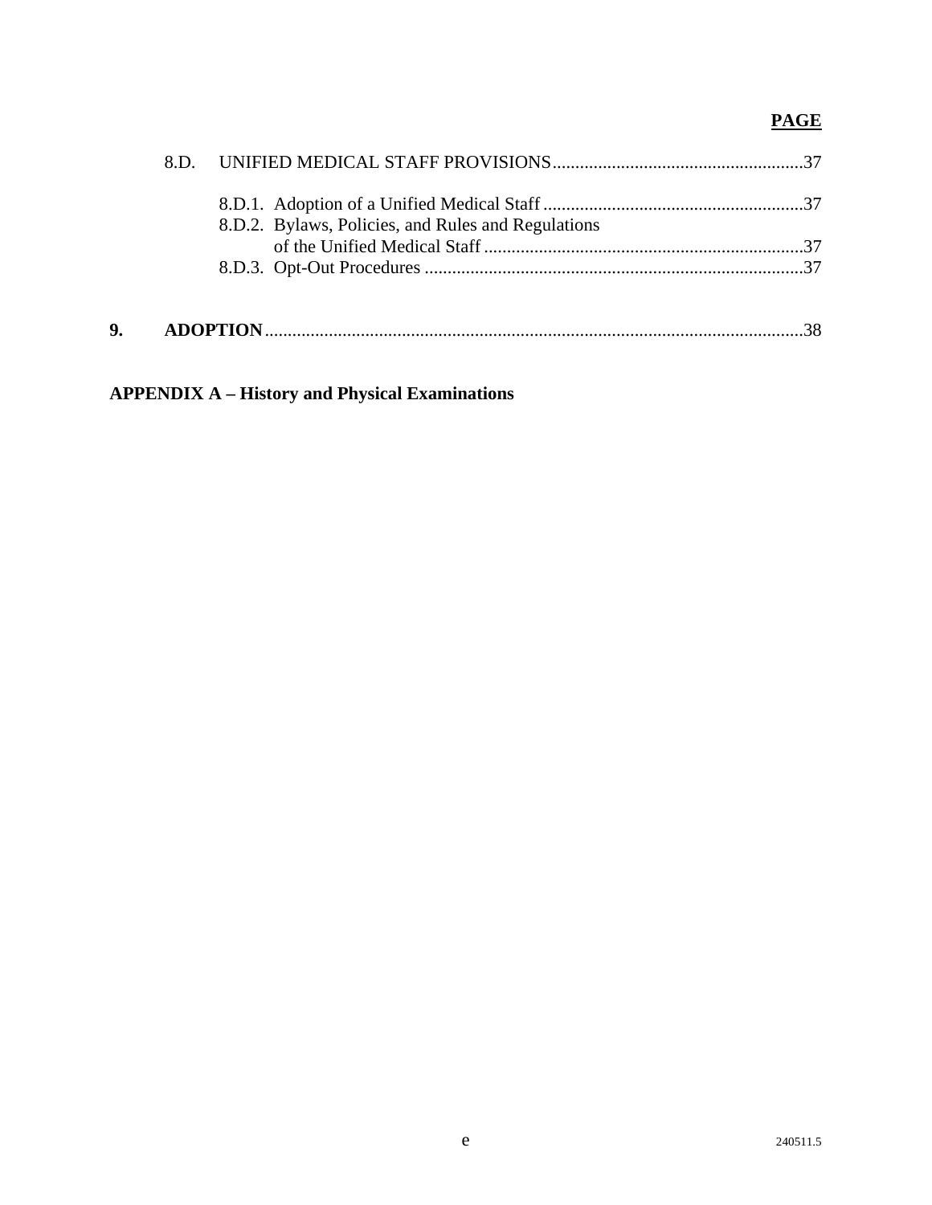**PAGE**

8.D. UNIFIED MEDICAL STAFF PROVISIONS....................................................37

8.D.1. Adoption of a Unified Medical Staff....................................................37
8.D.2. Bylaws, Policies, and Rules and Regulations of the Unified Medical Staff....................................................37
8.D.3. Opt-Out Procedures....................................................37

**9. ADOPTION**....................................................38

**APPENDIX A – History and Physical Examinations**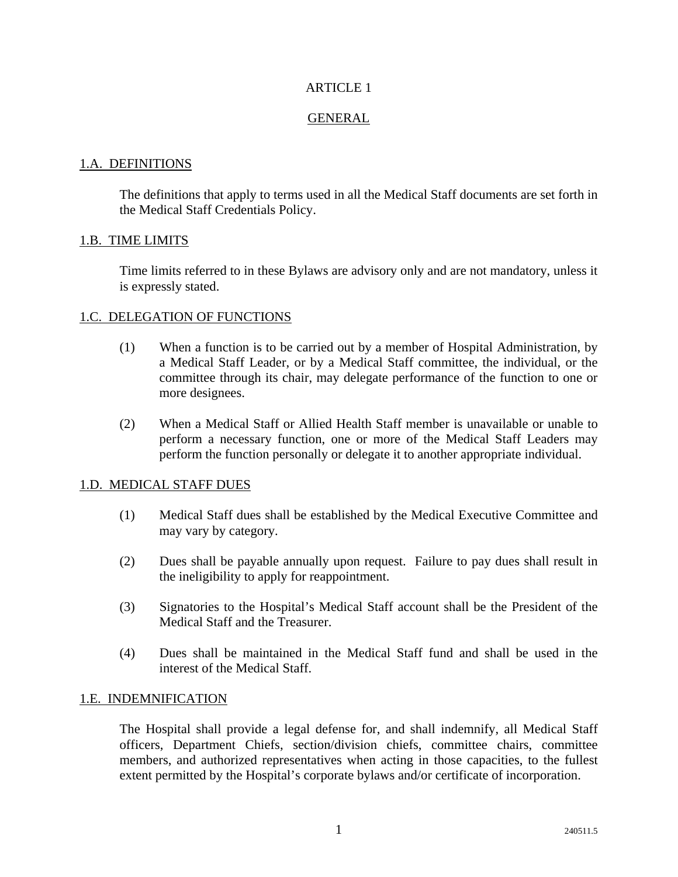# ARTICLE 1

## GENERAL

### 1.A. DEFINITIONS

The definitions that apply to terms used in all the Medical Staff documents are set forth in the Medical Staff Credentials Policy.

### 1.B. TIME LIMITS

Time limits referred to in these Bylaws are advisory only and are not mandatory, unless it is expressly stated.

### 1.C. DELEGATION OF FUNCTIONS

(1) When a function is to be carried out by a member of Hospital Administration, by a Medical Staff Leader, or by a Medical Staff committee, the individual, or the committee through its chair, may delegate performance of the function to one or more designees.

(2) When a Medical Staff or Allied Health Staff member is unavailable or unable to perform a necessary function, one or more of the Medical Staff Leaders may perform the function personally or delegate it to another appropriate individual.

### 1.D. MEDICAL STAFF DUES

(1) Medical Staff dues shall be established by the Medical Executive Committee and may vary by category.

(2) Dues shall be payable annually upon request. Failure to pay dues shall result in the ineligibility to apply for reappointment.

(3) Signatories to the Hospital's Medical Staff account shall be the President of the Medical Staff and the Treasurer.

(4) Dues shall be maintained in the Medical Staff fund and shall be used in the interest of the Medical Staff.

### 1.E. INDEMNIFICATION

The Hospital shall provide a legal defense for, and shall indemnify, all Medical Staff officers, Department Chiefs, section/division chiefs, committee chairs, committee members, and authorized representatives when acting in those capacities, to the fullest extent permitted by the Hospital's corporate bylaws and/or certificate of incorporation.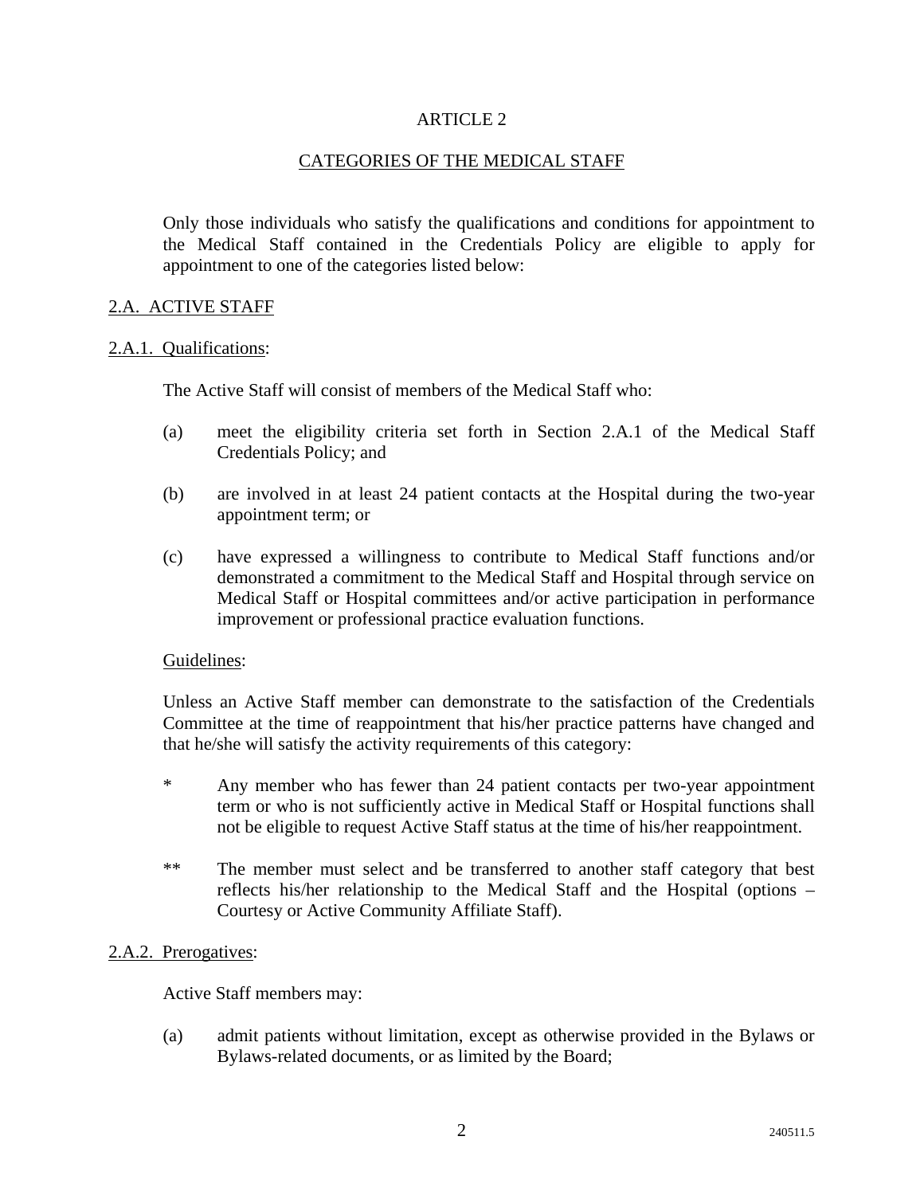# ARTICLE 2

## CATEGORIES OF THE MEDICAL STAFF

Only those individuals who satisfy the qualifications and conditions for appointment to the Medical Staff contained in the Credentials Policy are eligible to apply for appointment to one of the categories listed below:

### 2.A. ACTIVE STAFF

#### 2.A.1. Qualifications:

The Active Staff will consist of members of the Medical Staff who:

(a) meet the eligibility criteria set forth in Section 2.A.1 of the Medical Staff Credentials Policy; and

(b) are involved in at least 24 patient contacts at the Hospital during the two-year appointment term; or

(c) have expressed a willingness to contribute to Medical Staff functions and/or demonstrated a commitment to the Medical Staff and Hospital through service on Medical Staff or Hospital committees and/or active participation in performance improvement or professional practice evaluation functions.

Guidelines:

Unless an Active Staff member can demonstrate to the satisfaction of the Credentials Committee at the time of reappointment that his/her practice patterns have changed and that he/she will satisfy the activity requirements of this category:

\* Any member who has fewer than 24 patient contacts per two-year appointment term or who is not sufficiently active in Medical Staff or Hospital functions shall not be eligible to request Active Staff status at the time of his/her reappointment.

\*\* The member must select and be transferred to another staff category that best reflects his/her relationship to the Medical Staff and the Hospital (options – Courtesy or Active Community Affiliate Staff).

#### 2.A.2. Prerogatives:

Active Staff members may:

(a) admit patients without limitation, except as otherwise provided in the Bylaws or Bylaws-related documents, or as limited by the Board;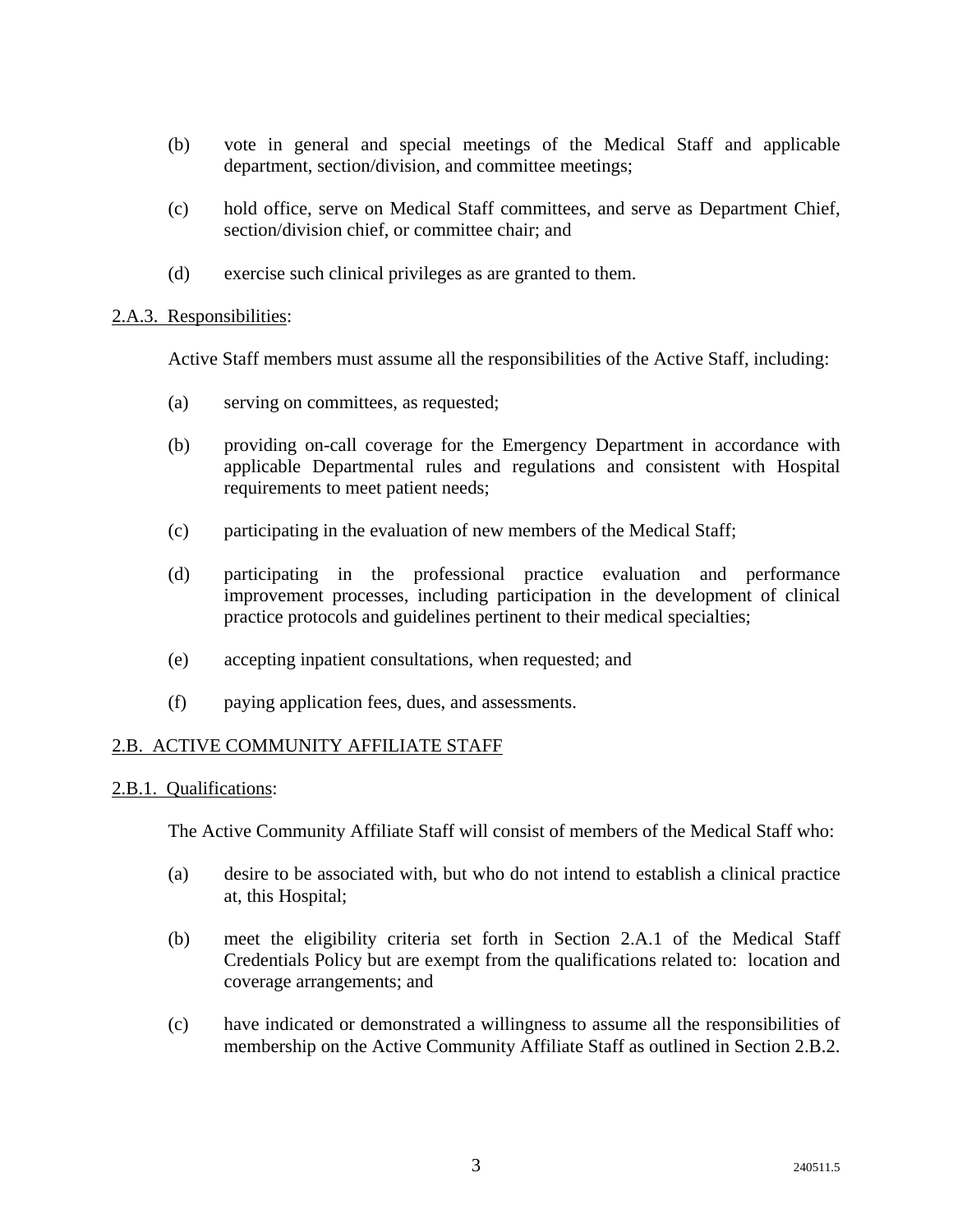(b) vote in general and special meetings of the Medical Staff and applicable department, section/division, and committee meetings;

(c) hold office, serve on Medical Staff committees, and serve as Department Chief, section/division chief, or committee chair; and

(d) exercise such clinical privileges as are granted to them.

2.A.3. Responsibilities:

Active Staff members must assume all the responsibilities of the Active Staff, including:

(a) serving on committees, as requested;

(b) providing on-call coverage for the Emergency Department in accordance with applicable Departmental rules and regulations and consistent with Hospital requirements to meet patient needs;

(c) participating in the evaluation of new members of the Medical Staff;

(d) participating in the professional practice evaluation and performance improvement processes, including participation in the development of clinical practice protocols and guidelines pertinent to their medical specialties;

(e) accepting inpatient consultations, when requested; and

(f) paying application fees, dues, and assessments.

2.B. ACTIVE COMMUNITY AFFILIATE STAFF

2.B.1. Qualifications:

The Active Community Affiliate Staff will consist of members of the Medical Staff who:

(a) desire to be associated with, but who do not intend to establish a clinical practice at, this Hospital;

(b) meet the eligibility criteria set forth in Section 2.A.1 of the Medical Staff Credentials Policy but are exempt from the qualifications related to: location and coverage arrangements; and

(c) have indicated or demonstrated a willingness to assume all the responsibilities of membership on the Active Community Affiliate Staff as outlined in Section 2.B.2.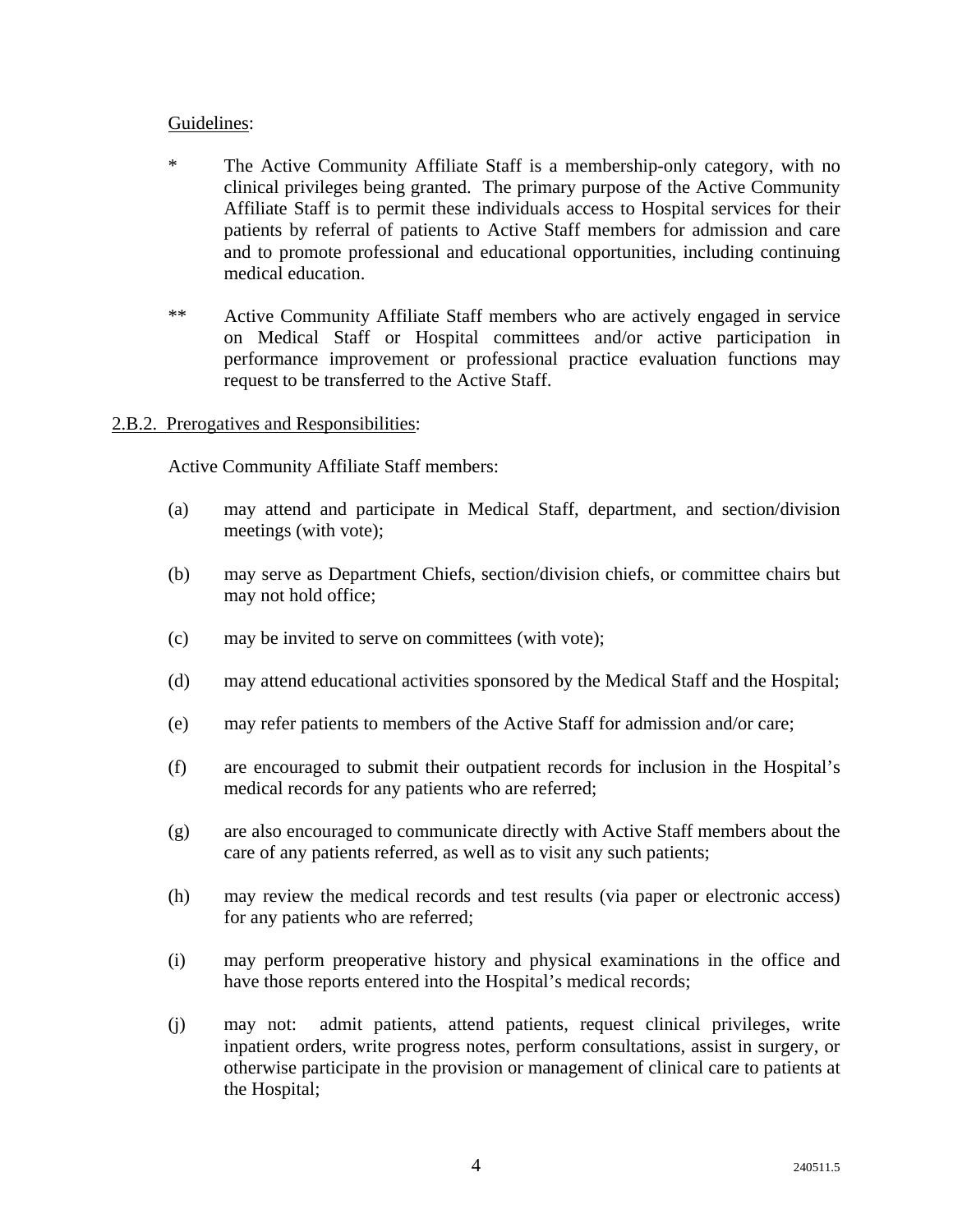Guidelines:

* The Active Community Affiliate Staff is a membership-only category, with no clinical privileges being granted. The primary purpose of the Active Community Affiliate Staff is to permit these individuals access to Hospital services for their patients by referral of patients to Active Staff members for admission and care and to promote professional and educational opportunities, including continuing medical education.

** Active Community Affiliate Staff members who are actively engaged in service on Medical Staff or Hospital committees and/or active participation in performance improvement or professional practice evaluation functions may request to be transferred to the Active Staff.

2.B.2. Prerogatives and Responsibilities:

Active Community Affiliate Staff members:

(a) may attend and participate in Medical Staff, department, and section/division meetings (with vote);

(b) may serve as Department Chiefs, section/division chiefs, or committee chairs but may not hold office;

(c) may be invited to serve on committees (with vote);

(d) may attend educational activities sponsored by the Medical Staff and the Hospital;

(e) may refer patients to members of the Active Staff for admission and/or care;

(f) are encouraged to submit their outpatient records for inclusion in the Hospital's medical records for any patients who are referred;

(g) are also encouraged to communicate directly with Active Staff members about the care of any patients referred, as well as to visit any such patients;

(h) may review the medical records and test results (via paper or electronic access) for any patients who are referred;

(i) may perform preoperative history and physical examinations in the office and have those reports entered into the Hospital's medical records;

(j) may not: admit patients, attend patients, request clinical privileges, write inpatient orders, write progress notes, perform consultations, assist in surgery, or otherwise participate in the provision or management of clinical care to patients at the Hospital;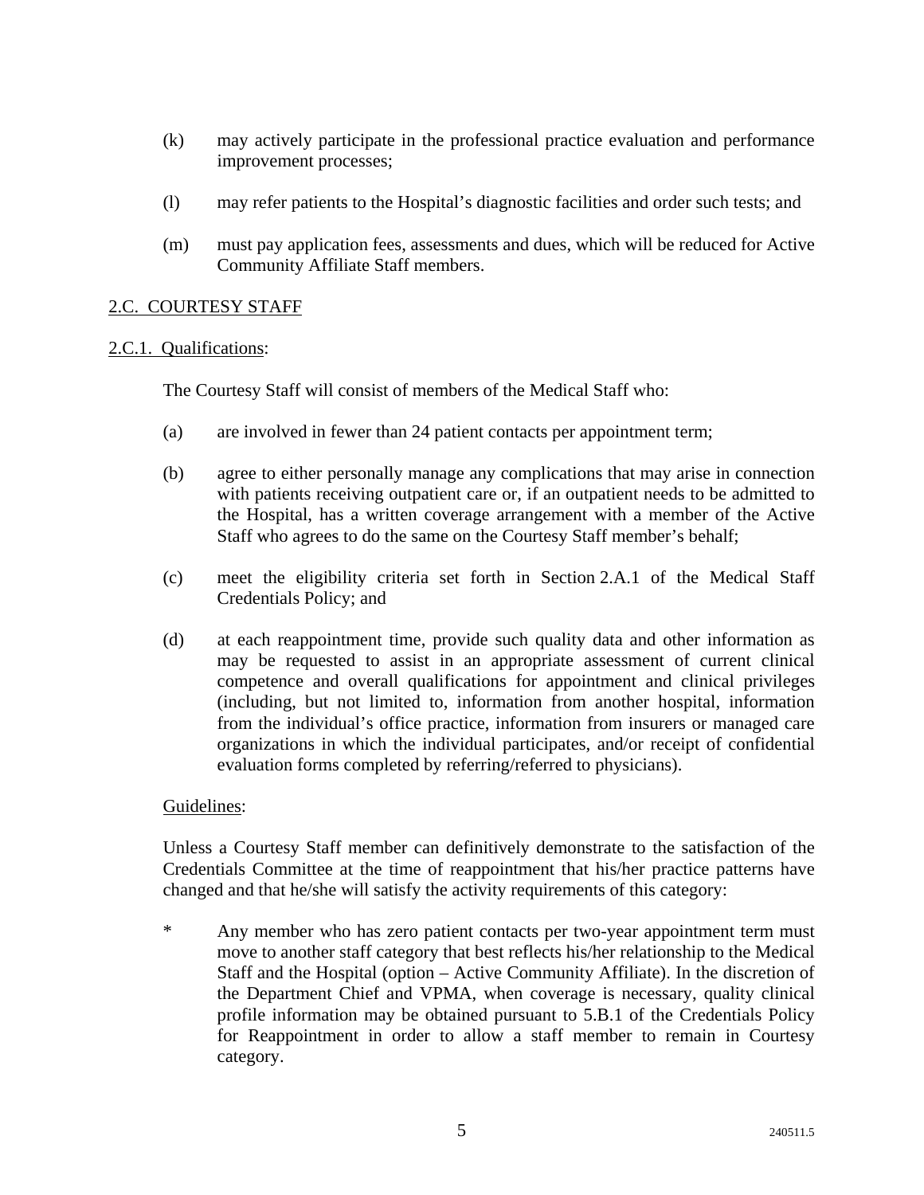(k) may actively participate in the professional practice evaluation and performance improvement processes;

(l) may refer patients to the Hospital's diagnostic facilities and order such tests; and

(m) must pay application fees, assessments and dues, which will be reduced for Active Community Affiliate Staff members.

## 2.C. COURTESY STAFF

### 2.C.1. Qualifications:

The Courtesy Staff will consist of members of the Medical Staff who:

(a) are involved in fewer than 24 patient contacts per appointment term;

(b) agree to either personally manage any complications that may arise in connection with patients receiving outpatient care or, if an outpatient needs to be admitted to the Hospital, has a written coverage arrangement with a member of the Active Staff who agrees to do the same on the Courtesy Staff member's behalf;

(c) meet the eligibility criteria set forth in Section 2.A.1 of the Medical Staff Credentials Policy; and

(d) at each reappointment time, provide such quality data and other information as may be requested to assist in an appropriate assessment of current clinical competence and overall qualifications for appointment and clinical privileges (including, but not limited to, information from another hospital, information from the individual's office practice, information from insurers or managed care organizations in which the individual participates, and/or receipt of confidential evaluation forms completed by referring/referred to physicians).

Guidelines:

Unless a Courtesy Staff member can definitively demonstrate to the satisfaction of the Credentials Committee at the time of reappointment that his/her practice patterns have changed and that he/she will satisfy the activity requirements of this category:

\* Any member who has zero patient contacts per two-year appointment term must move to another staff category that best reflects his/her relationship to the Medical Staff and the Hospital (option – Active Community Affiliate). In the discretion of the Department Chief and VPMA, when coverage is necessary, quality clinical profile information may be obtained pursuant to 5.B.1 of the Credentials Policy for Reappointment in order to allow a staff member to remain in Courtesy category.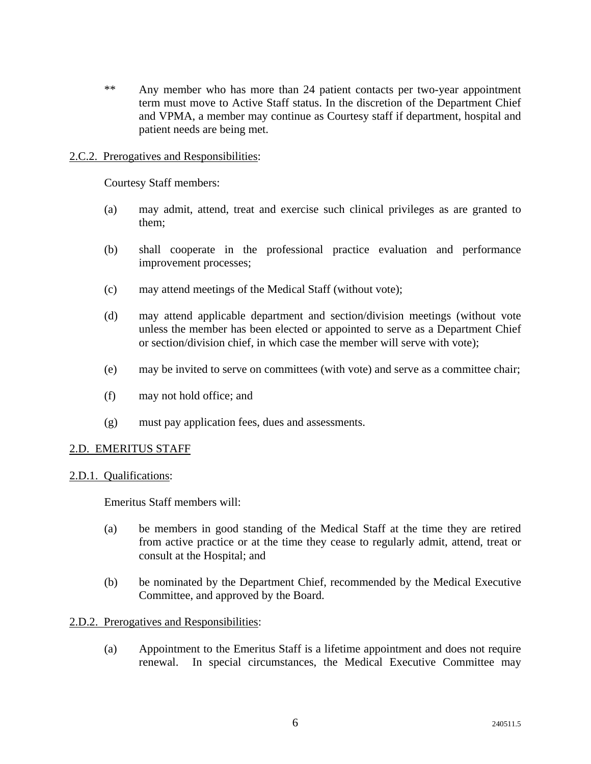** Any member who has more than 24 patient contacts per two-year appointment term must move to Active Staff status. In the discretion of the Department Chief and VPMA, a member may continue as Courtesy staff if department, hospital and patient needs are being met.

<u>2.C.2. Prerogatives and Responsibilities</u>:

Courtesy Staff members:

(a) may admit, attend, treat and exercise such clinical privileges as are granted to them;

(b) shall cooperate in the professional practice evaluation and performance improvement processes;

(c) may attend meetings of the Medical Staff (without vote);

(d) may attend applicable department and section/division meetings (without vote unless the member has been elected or appointed to serve as a Department Chief or section/division chief, in which case the member will serve with vote);

(e) may be invited to serve on committees (with vote) and serve as a committee chair;

(f) may not hold office; and

(g) must pay application fees, dues and assessments.

## <u>2.D. EMERITUS STAFF</u>

<u>2.D.1. Qualifications</u>:

Emeritus Staff members will:

(a) be members in good standing of the Medical Staff at the time they are retired from active practice or at the time they cease to regularly admit, attend, treat or consult at the Hospital; and

(b) be nominated by the Department Chief, recommended by the Medical Executive Committee, and approved by the Board.

<u>2.D.2. Prerogatives and Responsibilities</u>:

(a) Appointment to the Emeritus Staff is a lifetime appointment and does not require renewal. In special circumstances, the Medical Executive Committee may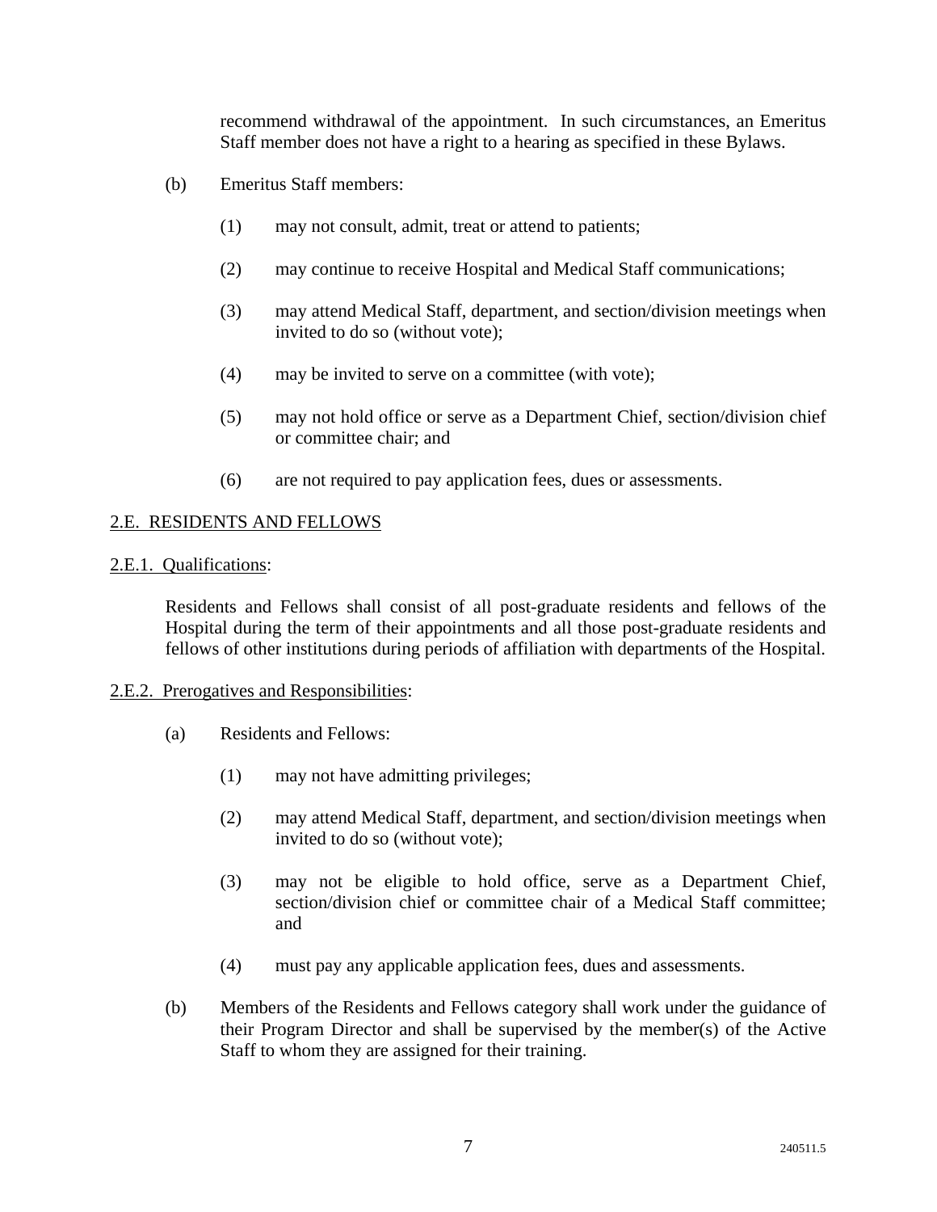recommend withdrawal of the appointment. In such circumstances, an Emeritus Staff member does not have a right to a hearing as specified in these Bylaws.

(b) Emeritus Staff members:

(1) may not consult, admit, treat or attend to patients;

(2) may continue to receive Hospital and Medical Staff communications;

(3) may attend Medical Staff, department, and section/division meetings when invited to do so (without vote);

(4) may be invited to serve on a committee (with vote);

(5) may not hold office or serve as a Department Chief, section/division chief or committee chair; and

(6) are not required to pay application fees, dues or assessments.

## 2.E. RESIDENTS AND FELLOWS

### 2.E.1. Qualifications:

Residents and Fellows shall consist of all post-graduate residents and fellows of the Hospital during the term of their appointments and all those post-graduate residents and fellows of other institutions during periods of affiliation with departments of the Hospital.

### 2.E.2. Prerogatives and Responsibilities:

(a) Residents and Fellows:

(1) may not have admitting privileges;

(2) may attend Medical Staff, department, and section/division meetings when invited to do so (without vote);

(3) may not be eligible to hold office, serve as a Department Chief, section/division chief or committee chair of a Medical Staff committee; and

(4) must pay any applicable application fees, dues and assessments.

(b) Members of the Residents and Fellows category shall work under the guidance of their Program Director and shall be supervised by the member(s) of the Active Staff to whom they are assigned for their training.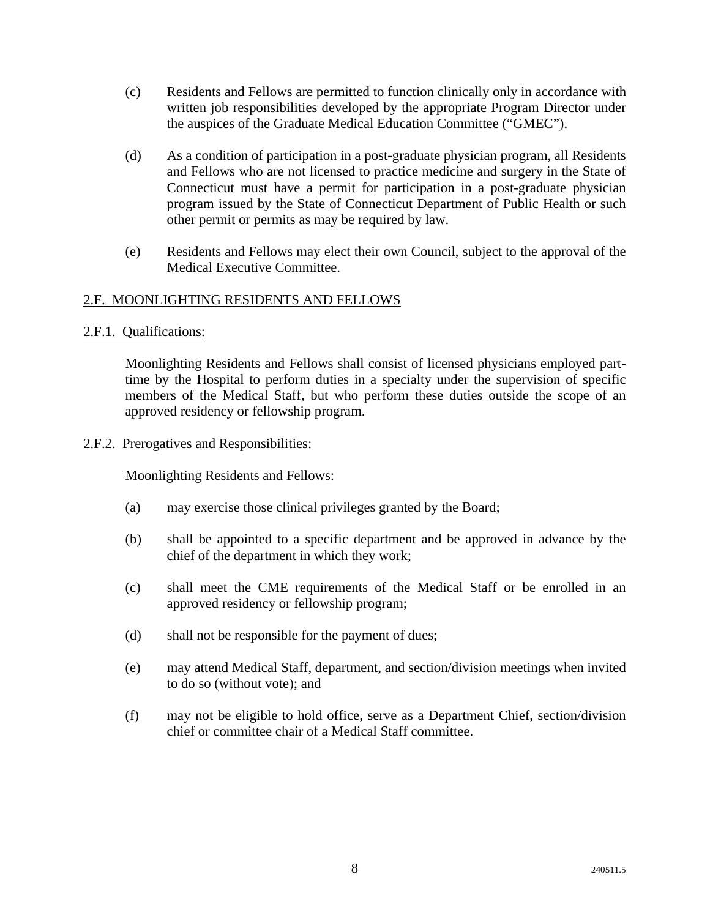(c) Residents and Fellows are permitted to function clinically only in accordance with written job responsibilities developed by the appropriate Program Director under the auspices of the Graduate Medical Education Committee ("GMEC").

(d) As a condition of participation in a post-graduate physician program, all Residents and Fellows who are not licensed to practice medicine and surgery in the State of Connecticut must have a permit for participation in a post-graduate physician program issued by the State of Connecticut Department of Public Health or such other permit or permits as may be required by law.

(e) Residents and Fellows may elect their own Council, subject to the approval of the Medical Executive Committee.

2.F. MOONLIGHTING RESIDENTS AND FELLOWS

2.F.1. Qualifications:

Moonlighting Residents and Fellows shall consist of licensed physicians employed part-time by the Hospital to perform duties in a specialty under the supervision of specific members of the Medical Staff, but who perform these duties outside the scope of an approved residency or fellowship program.

2.F.2. Prerogatives and Responsibilities:

Moonlighting Residents and Fellows:

(a) may exercise those clinical privileges granted by the Board;

(b) shall be appointed to a specific department and be approved in advance by the chief of the department in which they work;

(c) shall meet the CME requirements of the Medical Staff or be enrolled in an approved residency or fellowship program;

(d) shall not be responsible for the payment of dues;

(e) may attend Medical Staff, department, and section/division meetings when invited to do so (without vote); and

(f) may not be eligible to hold office, serve as a Department Chief, section/division chief or committee chair of a Medical Staff committee.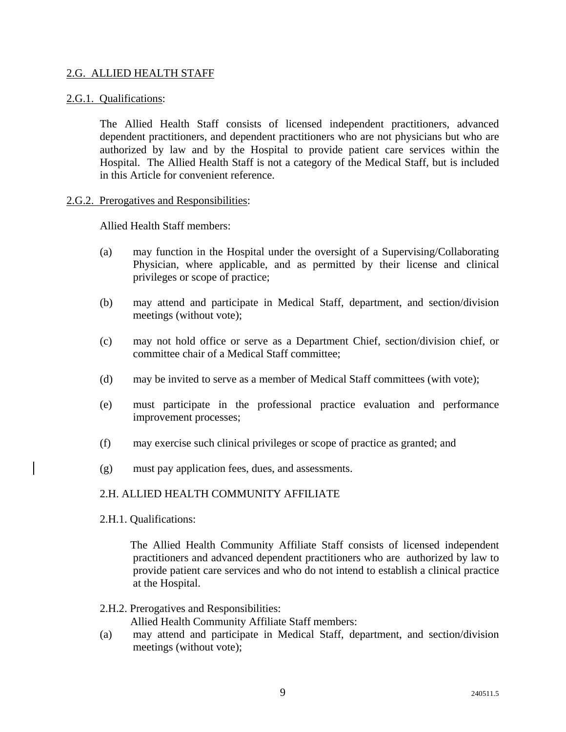## 2.G. ALLIED HEALTH STAFF

### 2.G.1. Qualifications:

The Allied Health Staff consists of licensed independent practitioners, advanced dependent practitioners, and dependent practitioners who are not physicians but who are authorized by law and by the Hospital to provide patient care services within the Hospital. The Allied Health Staff is not a category of the Medical Staff, but is included in this Article for convenient reference.

### 2.G.2. Prerogatives and Responsibilities:

Allied Health Staff members:

(a) may function in the Hospital under the oversight of a Supervising/Collaborating Physician, where applicable, and as permitted by their license and clinical privileges or scope of practice;

(b) may attend and participate in Medical Staff, department, and section/division meetings (without vote);

(c) may not hold office or serve as a Department Chief, section/division chief, or committee chair of a Medical Staff committee;

(d) may be invited to serve as a member of Medical Staff committees (with vote);

(e) must participate in the professional practice evaluation and performance improvement processes;

(f) may exercise such clinical privileges or scope of practice as granted; and

(g) must pay application fees, dues, and assessments.

## 2.H. ALLIED HEALTH COMMUNITY AFFILIATE

### 2.H.1. Qualifications:

The Allied Health Community Affiliate Staff consists of licensed independent practitioners and advanced dependent practitioners who are authorized by law to provide patient care services and who do not intend to establish a clinical practice at the Hospital.

### 2.H.2. Prerogatives and Responsibilities:

Allied Health Community Affiliate Staff members:

(a) may attend and participate in Medical Staff, department, and section/division meetings (without vote);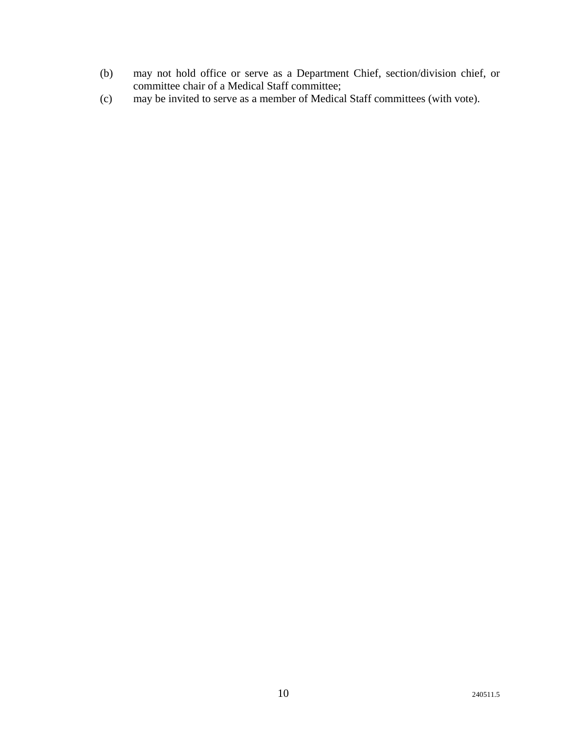(b) may not hold office or serve as a Department Chief, section/division chief, or committee chair of a Medical Staff committee;

(c) may be invited to serve as a member of Medical Staff committees (with vote).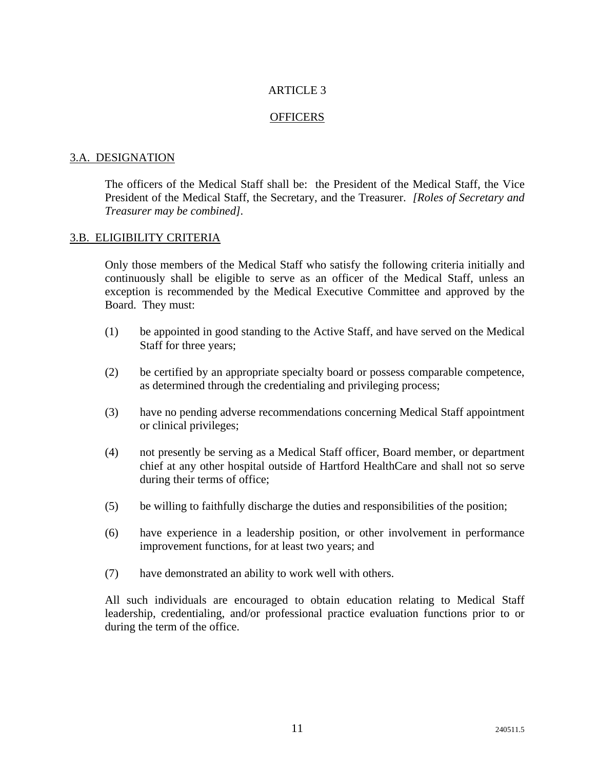# ARTICLE 3

## OFFICERS

### 3.A. DESIGNATION

The officers of the Medical Staff shall be: the President of the Medical Staff, the Vice President of the Medical Staff, the Secretary, and the Treasurer. *[Roles of Secretary and Treasurer may be combined]*.

### 3.B. ELIGIBILITY CRITERIA

Only those members of the Medical Staff who satisfy the following criteria initially and continuously shall be eligible to serve as an officer of the Medical Staff, unless an exception is recommended by the Medical Executive Committee and approved by the Board. They must:

(1) be appointed in good standing to the Active Staff, and have served on the Medical Staff for three years;

(2) be certified by an appropriate specialty board or possess comparable competence, as determined through the credentialing and privileging process;

(3) have no pending adverse recommendations concerning Medical Staff appointment or clinical privileges;

(4) not presently be serving as a Medical Staff officer, Board member, or department chief at any other hospital outside of Hartford HealthCare and shall not so serve during their terms of office;

(5) be willing to faithfully discharge the duties and responsibilities of the position;

(6) have experience in a leadership position, or other involvement in performance improvement functions, for at least two years; and

(7) have demonstrated an ability to work well with others.

All such individuals are encouraged to obtain education relating to Medical Staff leadership, credentialing, and/or professional practice evaluation functions prior to or during the term of the office.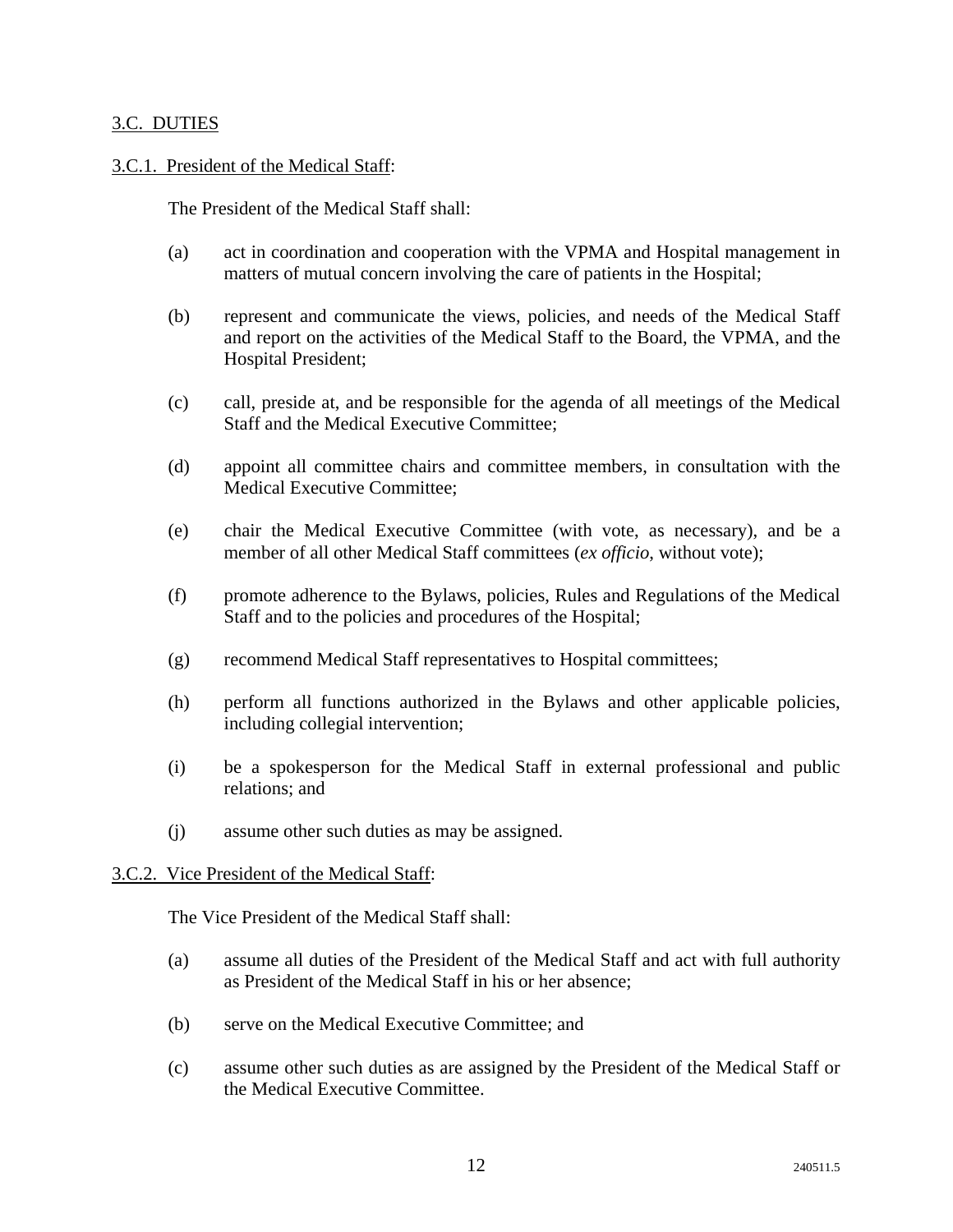<u>3.C. DUTIES</u>

<u>3.C.1. President of the Medical Staff</u>:

The President of the Medical Staff shall:

(a) act in coordination and cooperation with the VPMA and Hospital management in matters of mutual concern involving the care of patients in the Hospital;

(b) represent and communicate the views, policies, and needs of the Medical Staff and report on the activities of the Medical Staff to the Board, the VPMA, and the Hospital President;

(c) call, preside at, and be responsible for the agenda of all meetings of the Medical Staff and the Medical Executive Committee;

(d) appoint all committee chairs and committee members, in consultation with the Medical Executive Committee;

(e) chair the Medical Executive Committee (with vote, as necessary), and be a member of all other Medical Staff committees (*ex officio*, without vote);

(f) promote adherence to the Bylaws, policies, Rules and Regulations of the Medical Staff and to the policies and procedures of the Hospital;

(g) recommend Medical Staff representatives to Hospital committees;

(h) perform all functions authorized in the Bylaws and other applicable policies, including collegial intervention;

(i) be a spokesperson for the Medical Staff in external professional and public relations; and

(j) assume other such duties as may be assigned.

<u>3.C.2. Vice President of the Medical Staff</u>:

The Vice President of the Medical Staff shall:

(a) assume all duties of the President of the Medical Staff and act with full authority as President of the Medical Staff in his or her absence;

(b) serve on the Medical Executive Committee; and

(c) assume other such duties as are assigned by the President of the Medical Staff or the Medical Executive Committee.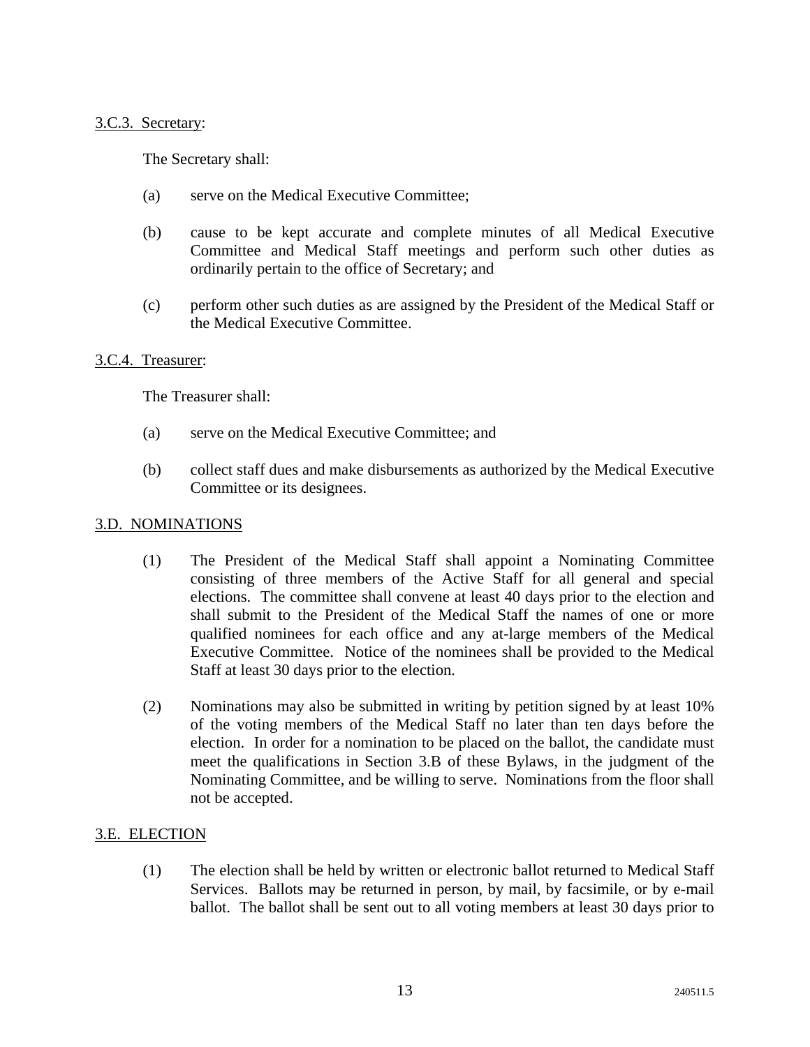3.C.3. Secretary:

The Secretary shall:

(a) serve on the Medical Executive Committee;

(b) cause to be kept accurate and complete minutes of all Medical Executive Committee and Medical Staff meetings and perform such other duties as ordinarily pertain to the office of Secretary; and

(c) perform other such duties as are assigned by the President of the Medical Staff or the Medical Executive Committee.

3.C.4. Treasurer:

The Treasurer shall:

(a) serve on the Medical Executive Committee; and

(b) collect staff dues and make disbursements as authorized by the Medical Executive Committee or its designees.

## 3.D. NOMINATIONS

(1) The President of the Medical Staff shall appoint a Nominating Committee consisting of three members of the Active Staff for all general and special elections. The committee shall convene at least 40 days prior to the election and shall submit to the President of the Medical Staff the names of one or more qualified nominees for each office and any at-large members of the Medical Executive Committee. Notice of the nominees shall be provided to the Medical Staff at least 30 days prior to the election.

(2) Nominations may also be submitted in writing by petition signed by at least 10% of the voting members of the Medical Staff no later than ten days before the election. In order for a nomination to be placed on the ballot, the candidate must meet the qualifications in Section 3.B of these Bylaws, in the judgment of the Nominating Committee, and be willing to serve. Nominations from the floor shall not be accepted.

## 3.E. ELECTION

(1) The election shall be held by written or electronic ballot returned to Medical Staff Services. Ballots may be returned in person, by mail, by facsimile, or by e-mail ballot. The ballot shall be sent out to all voting members at least 30 days prior to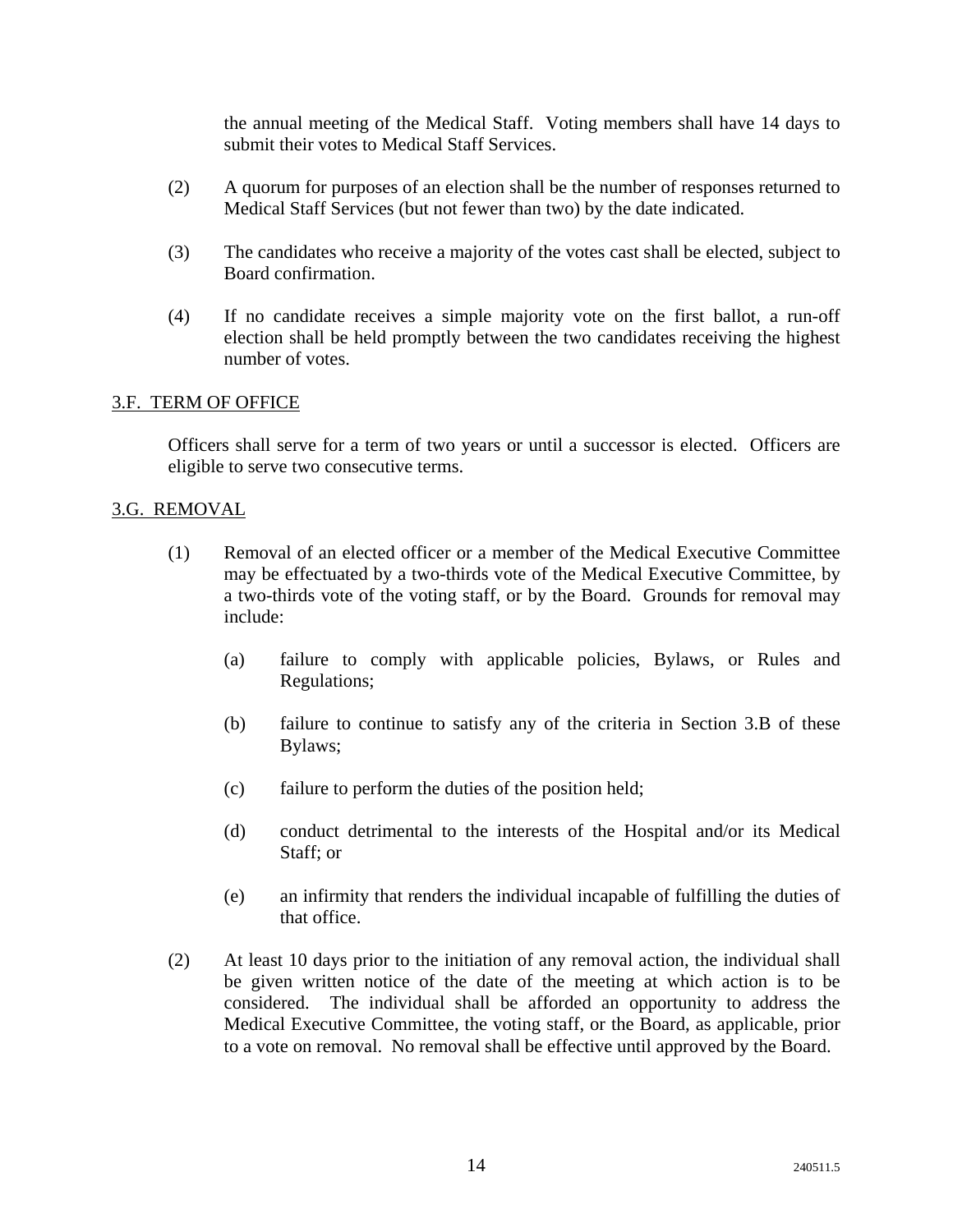the annual meeting of the Medical Staff. Voting members shall have 14 days to submit their votes to Medical Staff Services.

(2) A quorum for purposes of an election shall be the number of responses returned to Medical Staff Services (but not fewer than two) by the date indicated.

(3) The candidates who receive a majority of the votes cast shall be elected, subject to Board confirmation.

(4) If no candidate receives a simple majority vote on the first ballot, a run-off election shall be held promptly between the two candidates receiving the highest number of votes.

## 3.F. TERM OF OFFICE

Officers shall serve for a term of two years or until a successor is elected. Officers are eligible to serve two consecutive terms.

## 3.G. REMOVAL

(1) Removal of an elected officer or a member of the Medical Executive Committee may be effectuated by a two-thirds vote of the Medical Executive Committee, by a two-thirds vote of the voting staff, or by the Board. Grounds for removal may include:

  (a) failure to comply with applicable policies, Bylaws, or Rules and Regulations;

  (b) failure to continue to satisfy any of the criteria in Section 3.B of these Bylaws;

  (c) failure to perform the duties of the position held;

  (d) conduct detrimental to the interests of the Hospital and/or its Medical Staff; or

  (e) an infirmity that renders the individual incapable of fulfilling the duties of that office.

(2) At least 10 days prior to the initiation of any removal action, the individual shall be given written notice of the date of the meeting at which action is to be considered. The individual shall be afforded an opportunity to address the Medical Executive Committee, the voting staff, or the Board, as applicable, prior to a vote on removal. No removal shall be effective until approved by the Board.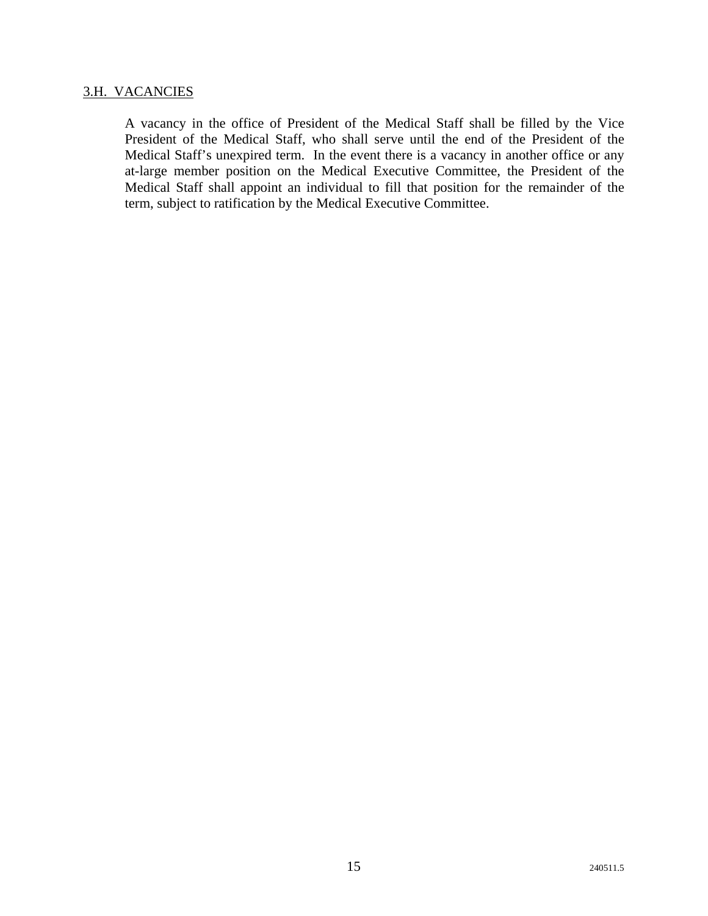### 3.H. VACANCIES

A vacancy in the office of President of the Medical Staff shall be filled by the Vice President of the Medical Staff, who shall serve until the end of the President of the Medical Staff's unexpired term. In the event there is a vacancy in another office or any at-large member position on the Medical Executive Committee, the President of the Medical Staff shall appoint an individual to fill that position for the remainder of the term, subject to ratification by the Medical Executive Committee.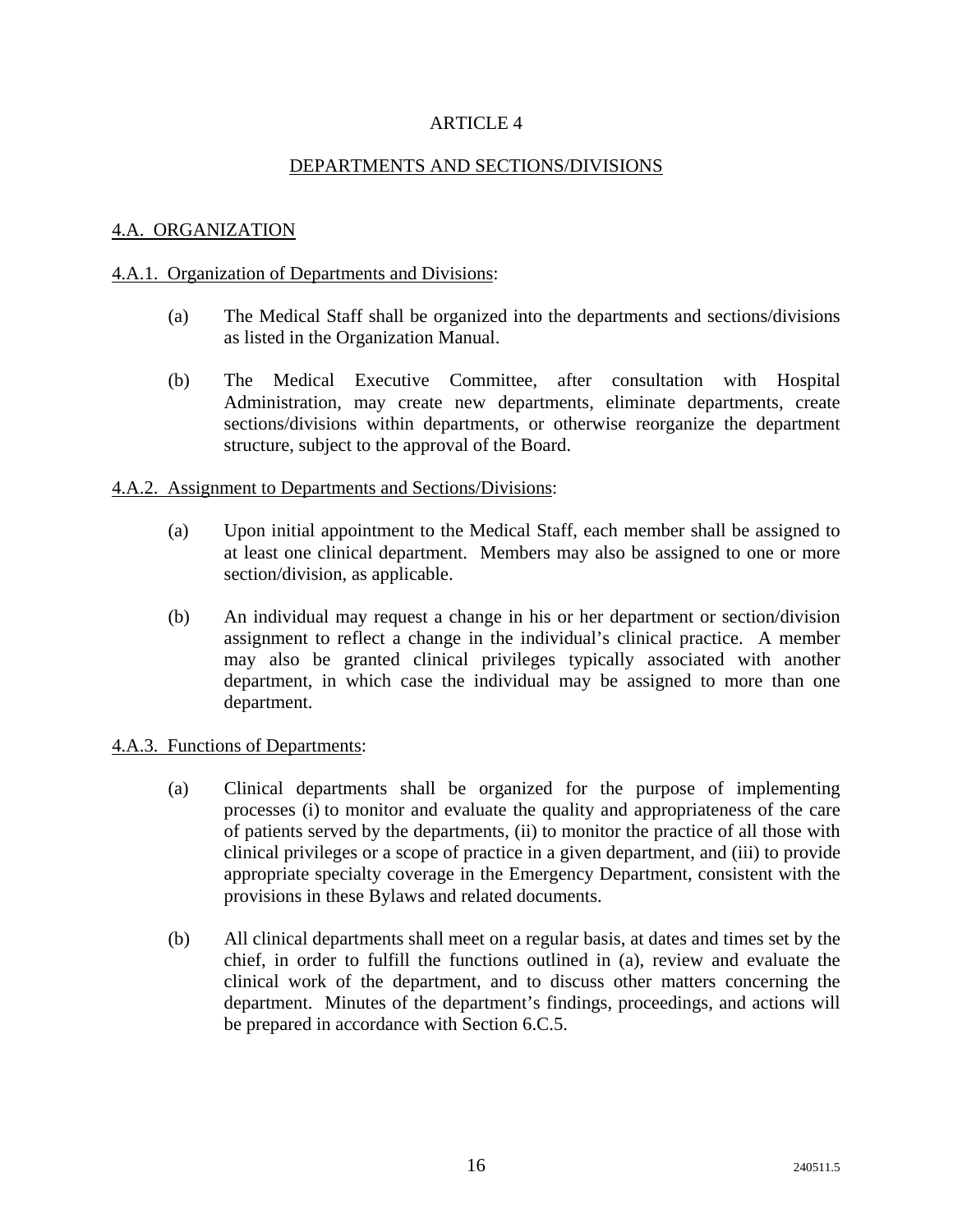# ARTICLE 4

## DEPARTMENTS AND SECTIONS/DIVISIONS

### 4.A. ORGANIZATION

4.A.1. Organization of Departments and Divisions:

(a) The Medical Staff shall be organized into the departments and sections/divisions as listed in the Organization Manual.

(b) The Medical Executive Committee, after consultation with Hospital Administration, may create new departments, eliminate departments, create sections/divisions within departments, or otherwise reorganize the department structure, subject to the approval of the Board.

4.A.2. Assignment to Departments and Sections/Divisions:

(a) Upon initial appointment to the Medical Staff, each member shall be assigned to at least one clinical department. Members may also be assigned to one or more section/division, as applicable.

(b) An individual may request a change in his or her department or section/division assignment to reflect a change in the individual's clinical practice. A member may also be granted clinical privileges typically associated with another department, in which case the individual may be assigned to more than one department.

4.A.3. Functions of Departments:

(a) Clinical departments shall be organized for the purpose of implementing processes (i) to monitor and evaluate the quality and appropriateness of the care of patients served by the departments, (ii) to monitor the practice of all those with clinical privileges or a scope of practice in a given department, and (iii) to provide appropriate specialty coverage in the Emergency Department, consistent with the provisions in these Bylaws and related documents.

(b) All clinical departments shall meet on a regular basis, at dates and times set by the chief, in order to fulfill the functions outlined in (a), review and evaluate the clinical work of the department, and to discuss other matters concerning the department. Minutes of the department's findings, proceedings, and actions will be prepared in accordance with Section 6.C.5.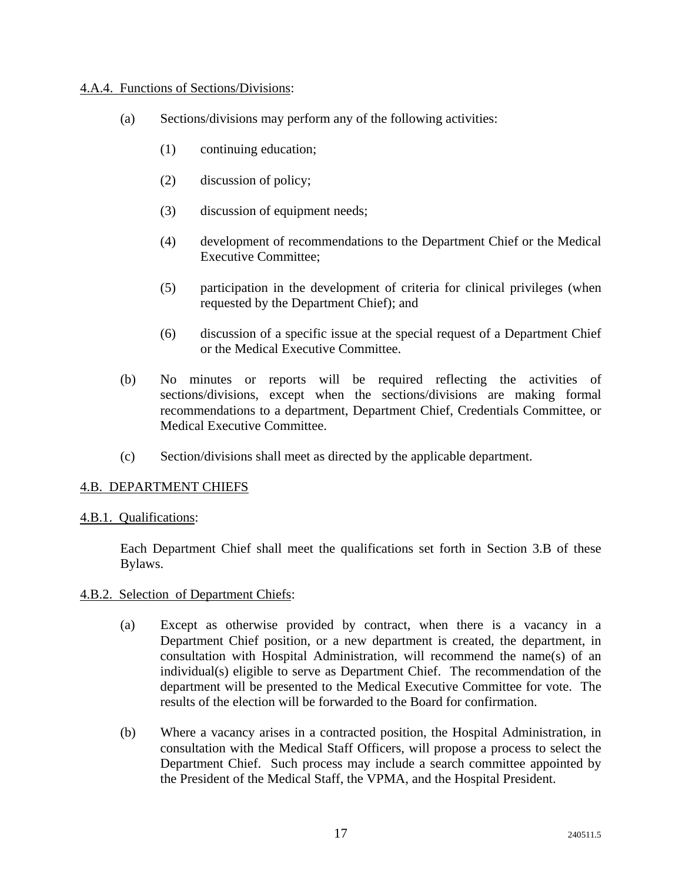4.A.4. Functions of Sections/Divisions:

(a) Sections/divisions may perform any of the following activities:

(1) continuing education;

(2) discussion of policy;

(3) discussion of equipment needs;

(4) development of recommendations to the Department Chief or the Medical Executive Committee;

(5) participation in the development of criteria for clinical privileges (when requested by the Department Chief); and

(6) discussion of a specific issue at the special request of a Department Chief or the Medical Executive Committee.

(b) No minutes or reports will be required reflecting the activities of sections/divisions, except when the sections/divisions are making formal recommendations to a department, Department Chief, Credentials Committee, or Medical Executive Committee.

(c) Section/divisions shall meet as directed by the applicable department.

4.B. DEPARTMENT CHIEFS

4.B.1. Qualifications:

Each Department Chief shall meet the qualifications set forth in Section 3.B of these Bylaws.

4.B.2. Selection of Department Chiefs:

(a) Except as otherwise provided by contract, when there is a vacancy in a Department Chief position, or a new department is created, the department, in consultation with Hospital Administration, will recommend the name(s) of an individual(s) eligible to serve as Department Chief. The recommendation of the department will be presented to the Medical Executive Committee for vote. The results of the election will be forwarded to the Board for confirmation.

(b) Where a vacancy arises in a contracted position, the Hospital Administration, in consultation with the Medical Staff Officers, will propose a process to select the Department Chief. Such process may include a search committee appointed by the President of the Medical Staff, the VPMA, and the Hospital President.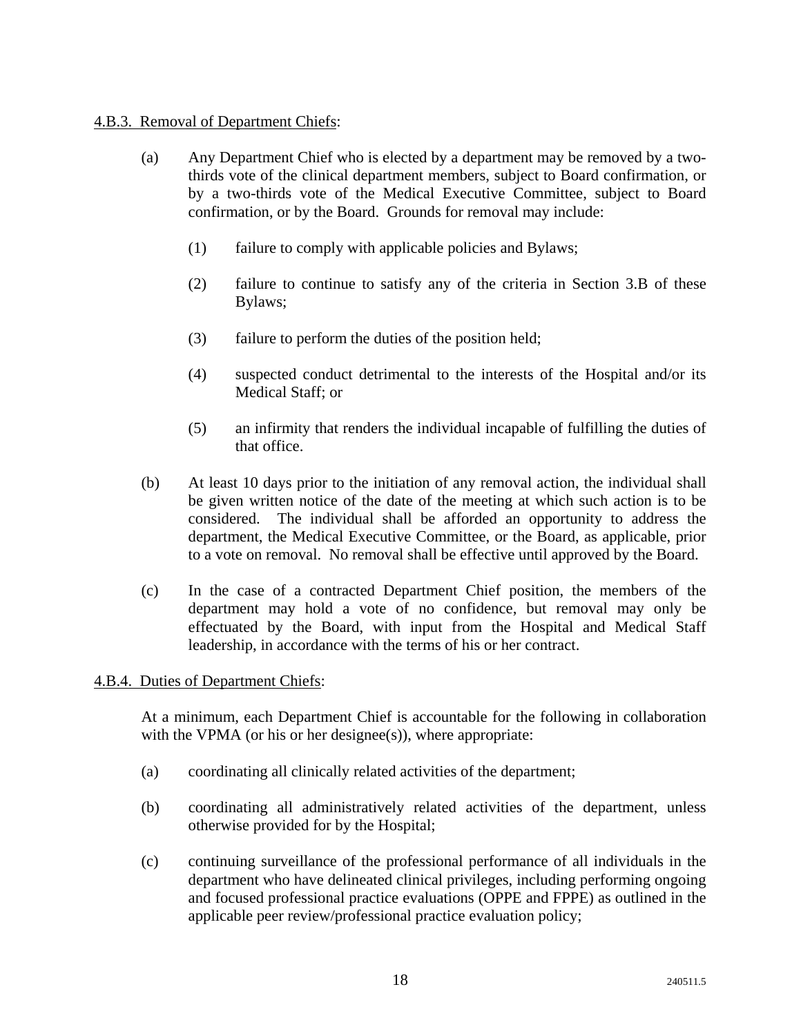4.B.3. <u>Removal of Department Chiefs</u>:

(a) Any Department Chief who is elected by a department may be removed by a two-thirds vote of the clinical department members, subject to Board confirmation, or by a two-thirds vote of the Medical Executive Committee, subject to Board confirmation, or by the Board. Grounds for removal may include:

(1) failure to comply with applicable policies and Bylaws;

(2) failure to continue to satisfy any of the criteria in Section 3.B of these Bylaws;

(3) failure to perform the duties of the position held;

(4) suspected conduct detrimental to the interests of the Hospital and/or its Medical Staff; or

(5) an infirmity that renders the individual incapable of fulfilling the duties of that office.

(b) At least 10 days prior to the initiation of any removal action, the individual shall be given written notice of the date of the meeting at which such action is to be considered. The individual shall be afforded an opportunity to address the department, the Medical Executive Committee, or the Board, as applicable, prior to a vote on removal. No removal shall be effective until approved by the Board.

(c) In the case of a contracted Department Chief position, the members of the department may hold a vote of no confidence, but removal may only be effectuated by the Board, with input from the Hospital and Medical Staff leadership, in accordance with the terms of his or her contract.

4.B.4. <u>Duties of Department Chiefs</u>:

At a minimum, each Department Chief is accountable for the following in collaboration with the VPMA (or his or her designee(s)), where appropriate:

(a) coordinating all clinically related activities of the department;

(b) coordinating all administratively related activities of the department, unless otherwise provided for by the Hospital;

(c) continuing surveillance of the professional performance of all individuals in the department who have delineated clinical privileges, including performing ongoing and focused professional practice evaluations (OPPE and FPPE) as outlined in the applicable peer review/professional practice evaluation policy;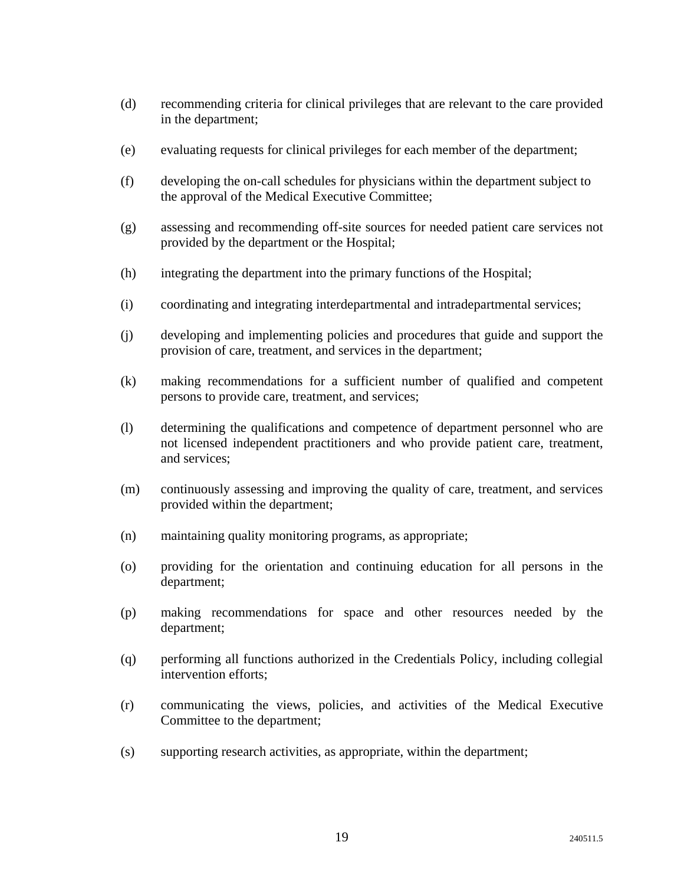(d) recommending criteria for clinical privileges that are relevant to the care provided in the department;

(e) evaluating requests for clinical privileges for each member of the department;

(f) developing the on-call schedules for physicians within the department subject to the approval of the Medical Executive Committee;

(g) assessing and recommending off-site sources for needed patient care services not provided by the department or the Hospital;

(h) integrating the department into the primary functions of the Hospital;

(i) coordinating and integrating interdepartmental and intradepartmental services;

(j) developing and implementing policies and procedures that guide and support the provision of care, treatment, and services in the department;

(k) making recommendations for a sufficient number of qualified and competent persons to provide care, treatment, and services;

(l) determining the qualifications and competence of department personnel who are not licensed independent practitioners and who provide patient care, treatment, and services;

(m) continuously assessing and improving the quality of care, treatment, and services provided within the department;

(n) maintaining quality monitoring programs, as appropriate;

(o) providing for the orientation and continuing education for all persons in the department;

(p) making recommendations for space and other resources needed by the department;

(q) performing all functions authorized in the Credentials Policy, including collegial intervention efforts;

(r) communicating the views, policies, and activities of the Medical Executive Committee to the department;

(s) supporting research activities, as appropriate, within the department;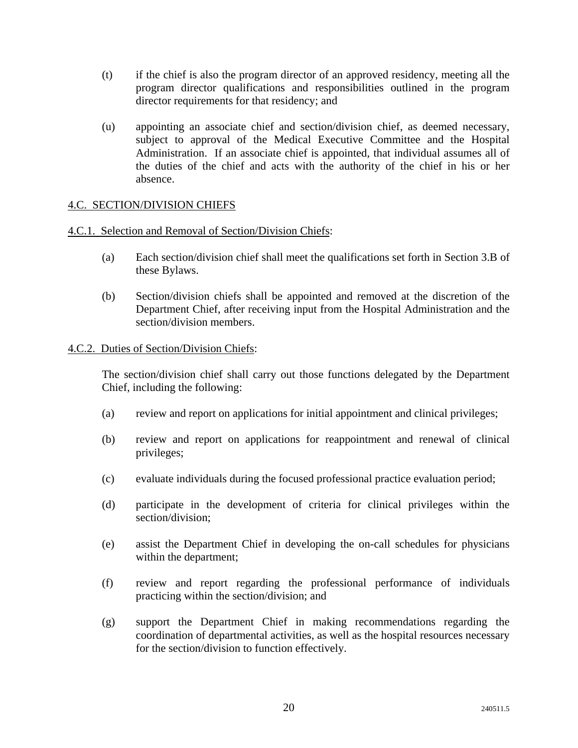(t) if the chief is also the program director of an approved residency, meeting all the program director qualifications and responsibilities outlined in the program director requirements for that residency; and

(u) appointing an associate chief and section/division chief, as deemed necessary, subject to approval of the Medical Executive Committee and the Hospital Administration. If an associate chief is appointed, that individual assumes all of the duties of the chief and acts with the authority of the chief in his or her absence.

## 4.C. SECTION/DIVISION CHIEFS

### 4.C.1. Selection and Removal of Section/Division Chiefs:

(a) Each section/division chief shall meet the qualifications set forth in Section 3.B of these Bylaws.

(b) Section/division chiefs shall be appointed and removed at the discretion of the Department Chief, after receiving input from the Hospital Administration and the section/division members.

### 4.C.2. Duties of Section/Division Chiefs:

The section/division chief shall carry out those functions delegated by the Department Chief, including the following:

(a) review and report on applications for initial appointment and clinical privileges;

(b) review and report on applications for reappointment and renewal of clinical privileges;

(c) evaluate individuals during the focused professional practice evaluation period;

(d) participate in the development of criteria for clinical privileges within the section/division;

(e) assist the Department Chief in developing the on-call schedules for physicians within the department;

(f) review and report regarding the professional performance of individuals practicing within the section/division; and

(g) support the Department Chief in making recommendations regarding the coordination of departmental activities, as well as the hospital resources necessary for the section/division to function effectively.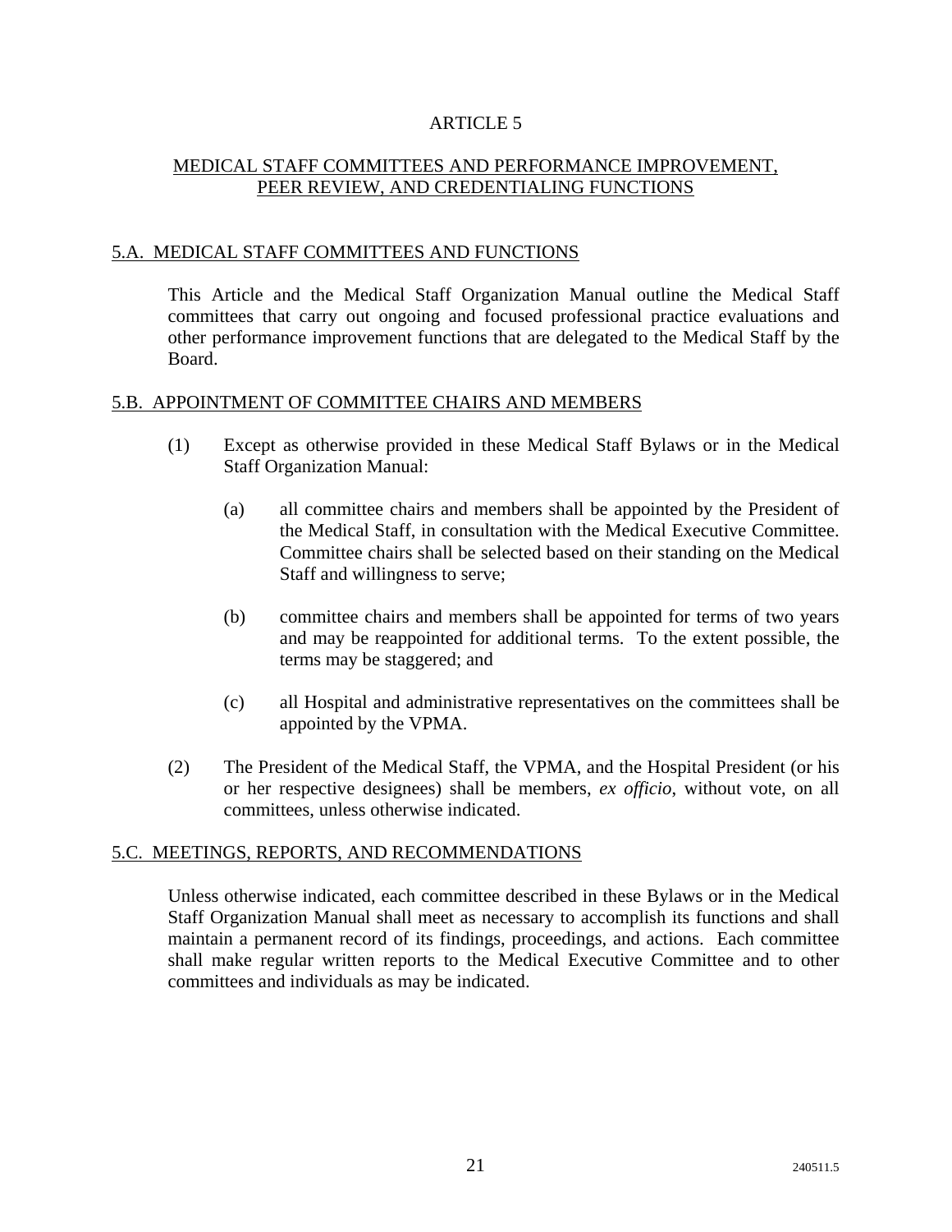# ARTICLE 5

## MEDICAL STAFF COMMITTEES AND PERFORMANCE IMPROVEMENT, PEER REVIEW, AND CREDENTIALING FUNCTIONS

### 5.A. MEDICAL STAFF COMMITTEES AND FUNCTIONS

This Article and the Medical Staff Organization Manual outline the Medical Staff committees that carry out ongoing and focused professional practice evaluations and other performance improvement functions that are delegated to the Medical Staff by the Board.

### 5.B. APPOINTMENT OF COMMITTEE CHAIRS AND MEMBERS

(1) Except as otherwise provided in these Medical Staff Bylaws or in the Medical Staff Organization Manual:

(a) all committee chairs and members shall be appointed by the President of the Medical Staff, in consultation with the Medical Executive Committee. Committee chairs shall be selected based on their standing on the Medical Staff and willingness to serve;

(b) committee chairs and members shall be appointed for terms of two years and may be reappointed for additional terms. To the extent possible, the terms may be staggered; and

(c) all Hospital and administrative representatives on the committees shall be appointed by the VPMA.

(2) The President of the Medical Staff, the VPMA, and the Hospital President (or his or her respective designees) shall be members, *ex officio*, without vote, on all committees, unless otherwise indicated.

### 5.C. MEETINGS, REPORTS, AND RECOMMENDATIONS

Unless otherwise indicated, each committee described in these Bylaws or in the Medical Staff Organization Manual shall meet as necessary to accomplish its functions and shall maintain a permanent record of its findings, proceedings, and actions. Each committee shall make regular written reports to the Medical Executive Committee and to other committees and individuals as may be indicated.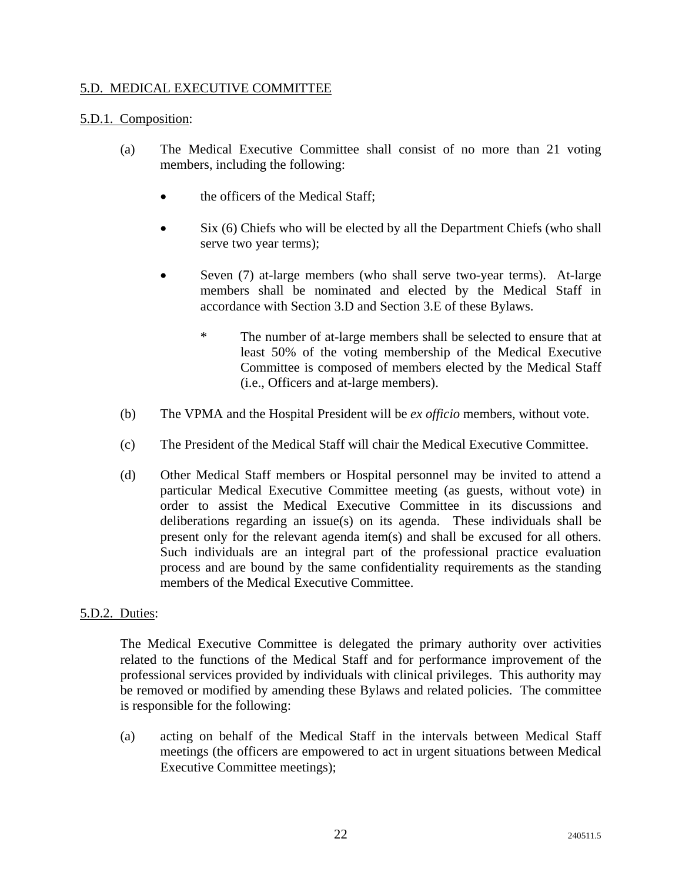## 5.D. MEDICAL EXECUTIVE COMMITTEE

### 5.D.1. Composition:

(a) The Medical Executive Committee shall consist of no more than 21 voting members, including the following:

- the officers of the Medical Staff;
- Six (6) Chiefs who will be elected by all the Department Chiefs (who shall serve two year terms);
- Seven (7) at-large members (who shall serve two-year terms). At-large members shall be nominated and elected by the Medical Staff in accordance with Section 3.D and Section 3.E of these Bylaws.

  \* The number of at-large members shall be selected to ensure that at least 50% of the voting membership of the Medical Executive Committee is composed of members elected by the Medical Staff (i.e., Officers and at-large members).

(b) The VPMA and the Hospital President will be *ex officio* members, without vote.

(c) The President of the Medical Staff will chair the Medical Executive Committee.

(d) Other Medical Staff members or Hospital personnel may be invited to attend a particular Medical Executive Committee meeting (as guests, without vote) in order to assist the Medical Executive Committee in its discussions and deliberations regarding an issue(s) on its agenda. These individuals shall be present only for the relevant agenda item(s) and shall be excused for all others. Such individuals are an integral part of the professional practice evaluation process and are bound by the same confidentiality requirements as the standing members of the Medical Executive Committee.

### 5.D.2. Duties:

The Medical Executive Committee is delegated the primary authority over activities related to the functions of the Medical Staff and for performance improvement of the professional services provided by individuals with clinical privileges. This authority may be removed or modified by amending these Bylaws and related policies. The committee is responsible for the following:

(a) acting on behalf of the Medical Staff in the intervals between Medical Staff meetings (the officers are empowered to act in urgent situations between Medical Executive Committee meetings);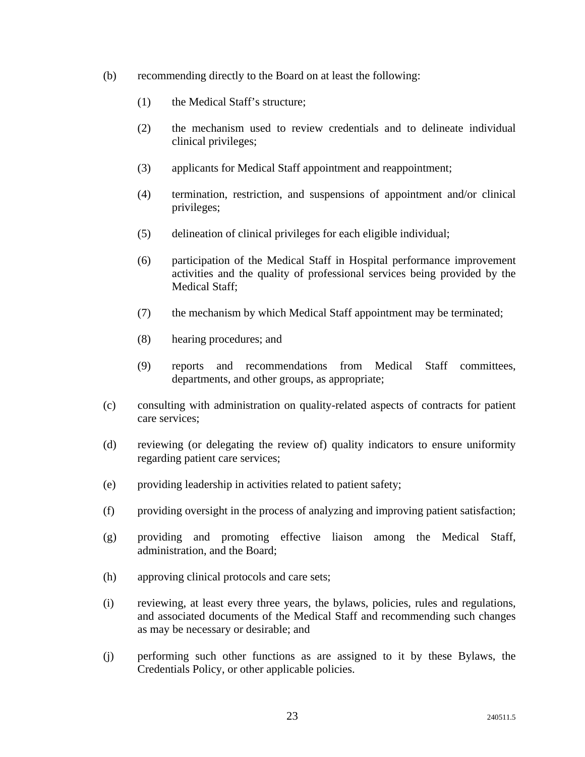(b) recommending directly to the Board on at least the following:

  (1) the Medical Staff's structure;

  (2) the mechanism used to review credentials and to delineate individual clinical privileges;

  (3) applicants for Medical Staff appointment and reappointment;

  (4) termination, restriction, and suspensions of appointment and/or clinical privileges;

  (5) delineation of clinical privileges for each eligible individual;

  (6) participation of the Medical Staff in Hospital performance improvement activities and the quality of professional services being provided by the Medical Staff;

  (7) the mechanism by which Medical Staff appointment may be terminated;

  (8) hearing procedures; and

  (9) reports and recommendations from Medical Staff committees, departments, and other groups, as appropriate;

(c) consulting with administration on quality-related aspects of contracts for patient care services;

(d) reviewing (or delegating the review of) quality indicators to ensure uniformity regarding patient care services;

(e) providing leadership in activities related to patient safety;

(f) providing oversight in the process of analyzing and improving patient satisfaction;

(g) providing and promoting effective liaison among the Medical Staff, administration, and the Board;

(h) approving clinical protocols and care sets;

(i) reviewing, at least every three years, the bylaws, policies, rules and regulations, and associated documents of the Medical Staff and recommending such changes as may be necessary or desirable; and

(j) performing such other functions as are assigned to it by these Bylaws, the Credentials Policy, or other applicable policies.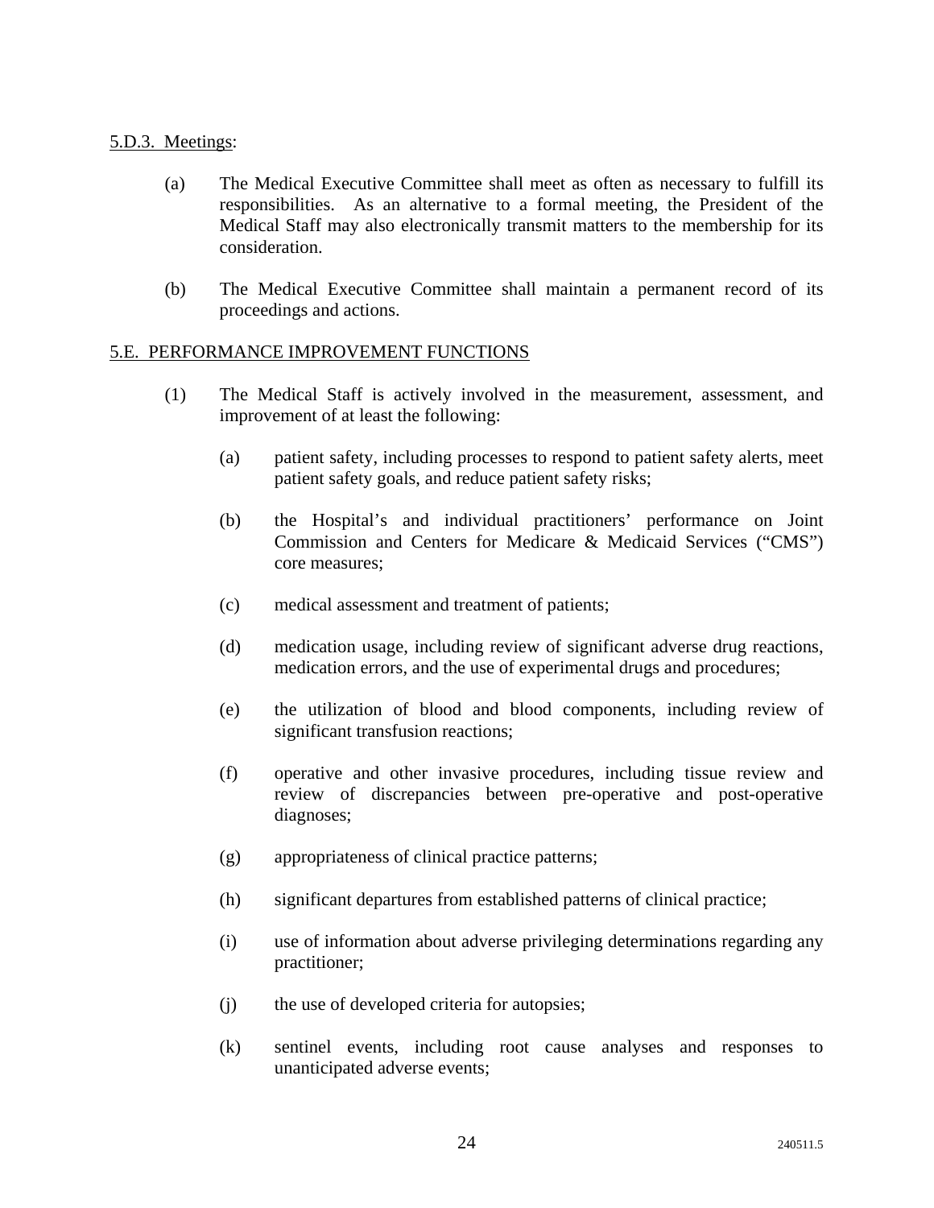5.D.3. Meetings:

(a) The Medical Executive Committee shall meet as often as necessary to fulfill its responsibilities. As an alternative to a formal meeting, the President of the Medical Staff may also electronically transmit matters to the membership for its consideration.

(b) The Medical Executive Committee shall maintain a permanent record of its proceedings and actions.

5.E. PERFORMANCE IMPROVEMENT FUNCTIONS

(1) The Medical Staff is actively involved in the measurement, assessment, and improvement of at least the following:

(a) patient safety, including processes to respond to patient safety alerts, meet patient safety goals, and reduce patient safety risks;

(b) the Hospital's and individual practitioners' performance on Joint Commission and Centers for Medicare & Medicaid Services ("CMS") core measures;

(c) medical assessment and treatment of patients;

(d) medication usage, including review of significant adverse drug reactions, medication errors, and the use of experimental drugs and procedures;

(e) the utilization of blood and blood components, including review of significant transfusion reactions;

(f) operative and other invasive procedures, including tissue review and review of discrepancies between pre-operative and post-operative diagnoses;

(g) appropriateness of clinical practice patterns;

(h) significant departures from established patterns of clinical practice;

(i) use of information about adverse privileging determinations regarding any practitioner;

(j) the use of developed criteria for autopsies;

(k) sentinel events, including root cause analyses and responses to unanticipated adverse events;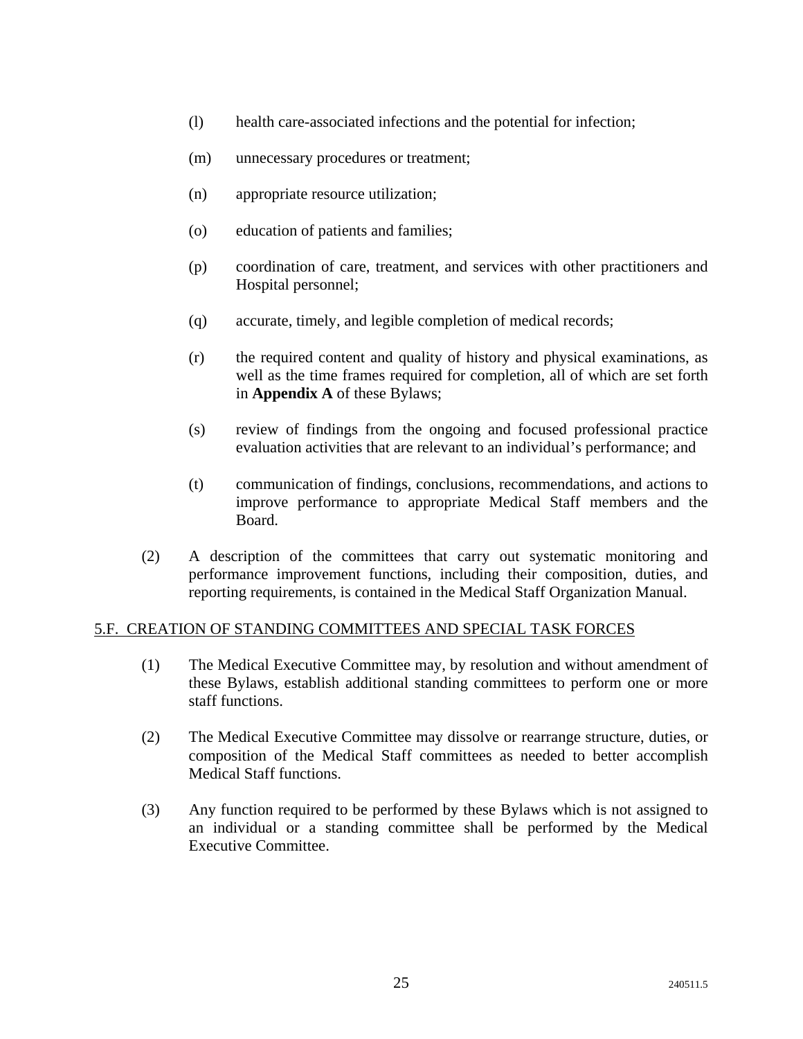(l) health care-associated infections and the potential for infection;

(m) unnecessary procedures or treatment;

(n) appropriate resource utilization;

(o) education of patients and families;

(p) coordination of care, treatment, and services with other practitioners and Hospital personnel;

(q) accurate, timely, and legible completion of medical records;

(r) the required content and quality of history and physical examinations, as well as the time frames required for completion, all of which are set forth in **Appendix A** of these Bylaws;

(s) review of findings from the ongoing and focused professional practice evaluation activities that are relevant to an individual's performance; and

(t) communication of findings, conclusions, recommendations, and actions to improve performance to appropriate Medical Staff members and the Board.

(2) A description of the committees that carry out systematic monitoring and performance improvement functions, including their composition, duties, and reporting requirements, is contained in the Medical Staff Organization Manual.

## 5.F. CREATION OF STANDING COMMITTEES AND SPECIAL TASK FORCES

(1) The Medical Executive Committee may, by resolution and without amendment of these Bylaws, establish additional standing committees to perform one or more staff functions.

(2) The Medical Executive Committee may dissolve or rearrange structure, duties, or composition of the Medical Staff committees as needed to better accomplish Medical Staff functions.

(3) Any function required to be performed by these Bylaws which is not assigned to an individual or a standing committee shall be performed by the Medical Executive Committee.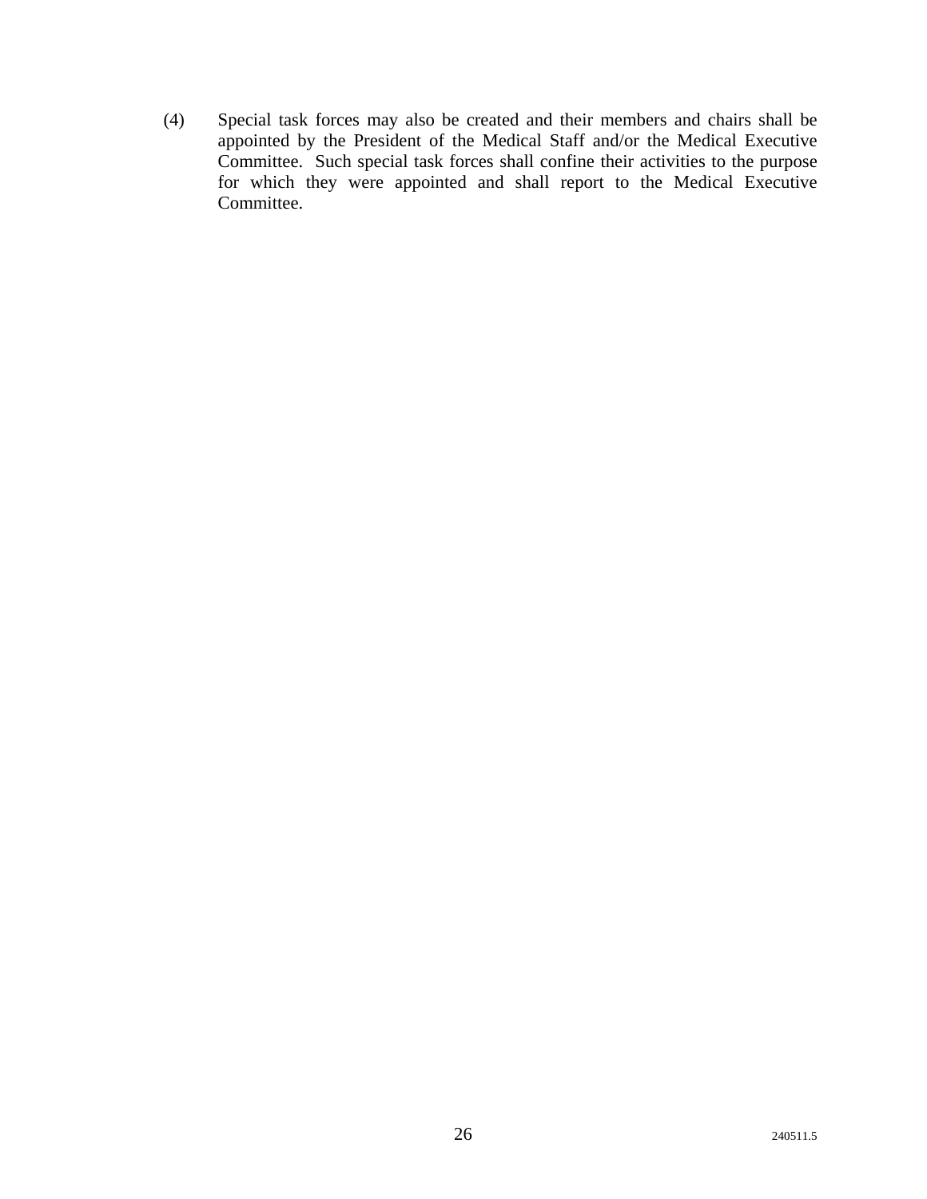(4) Special task forces may also be created and their members and chairs shall be appointed by the President of the Medical Staff and/or the Medical Executive Committee. Such special task forces shall confine their activities to the purpose for which they were appointed and shall report to the Medical Executive Committee.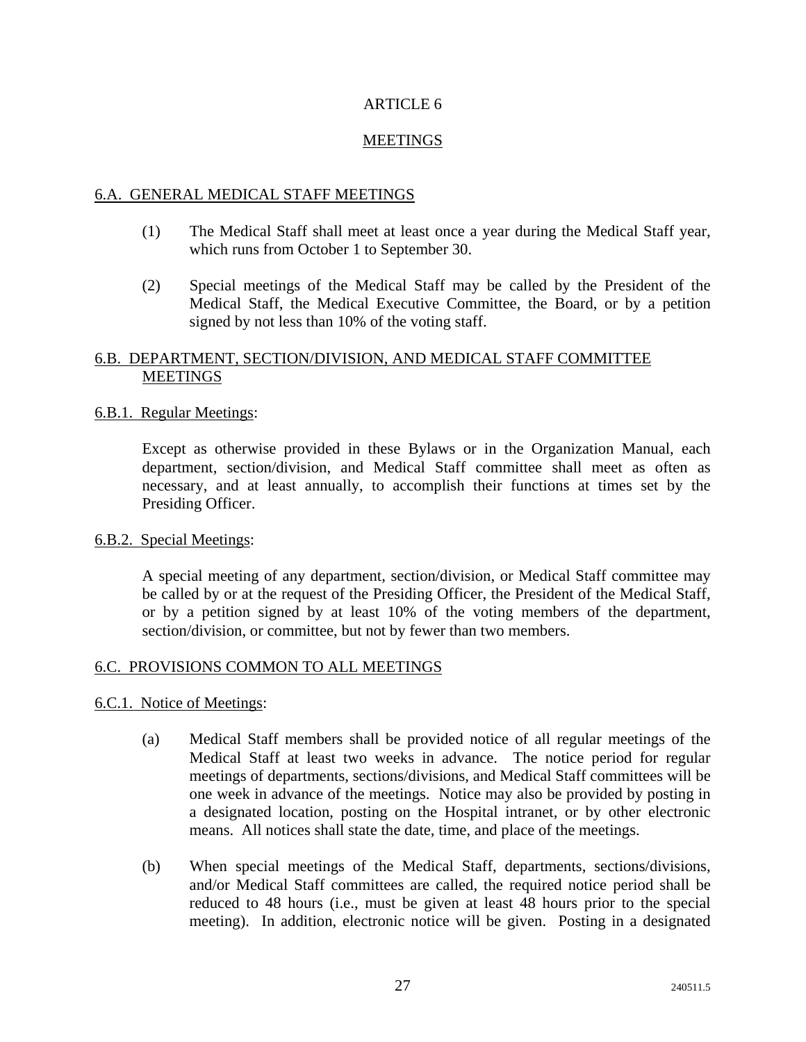# ARTICLE 6

## MEETINGS

### 6.A. GENERAL MEDICAL STAFF MEETINGS

(1) The Medical Staff shall meet at least once a year during the Medical Staff year, which runs from October 1 to September 30.

(2) Special meetings of the Medical Staff may be called by the President of the Medical Staff, the Medical Executive Committee, the Board, or by a petition signed by not less than 10% of the voting staff.

### 6.B. DEPARTMENT, SECTION/DIVISION, AND MEDICAL STAFF COMMITTEE MEETINGS

#### 6.B.1. Regular Meetings:

Except as otherwise provided in these Bylaws or in the Organization Manual, each department, section/division, and Medical Staff committee shall meet as often as necessary, and at least annually, to accomplish their functions at times set by the Presiding Officer.

#### 6.B.2. Special Meetings:

A special meeting of any department, section/division, or Medical Staff committee may be called by or at the request of the Presiding Officer, the President of the Medical Staff, or by a petition signed by at least 10% of the voting members of the department, section/division, or committee, but not by fewer than two members.

### 6.C. PROVISIONS COMMON TO ALL MEETINGS

#### 6.C.1. Notice of Meetings:

(a) Medical Staff members shall be provided notice of all regular meetings of the Medical Staff at least two weeks in advance. The notice period for regular meetings of departments, sections/divisions, and Medical Staff committees will be one week in advance of the meetings. Notice may also be provided by posting in a designated location, posting on the Hospital intranet, or by other electronic means. All notices shall state the date, time, and place of the meetings.

(b) When special meetings of the Medical Staff, departments, sections/divisions, and/or Medical Staff committees are called, the required notice period shall be reduced to 48 hours (i.e., must be given at least 48 hours prior to the special meeting). In addition, electronic notice will be given. Posting in a designated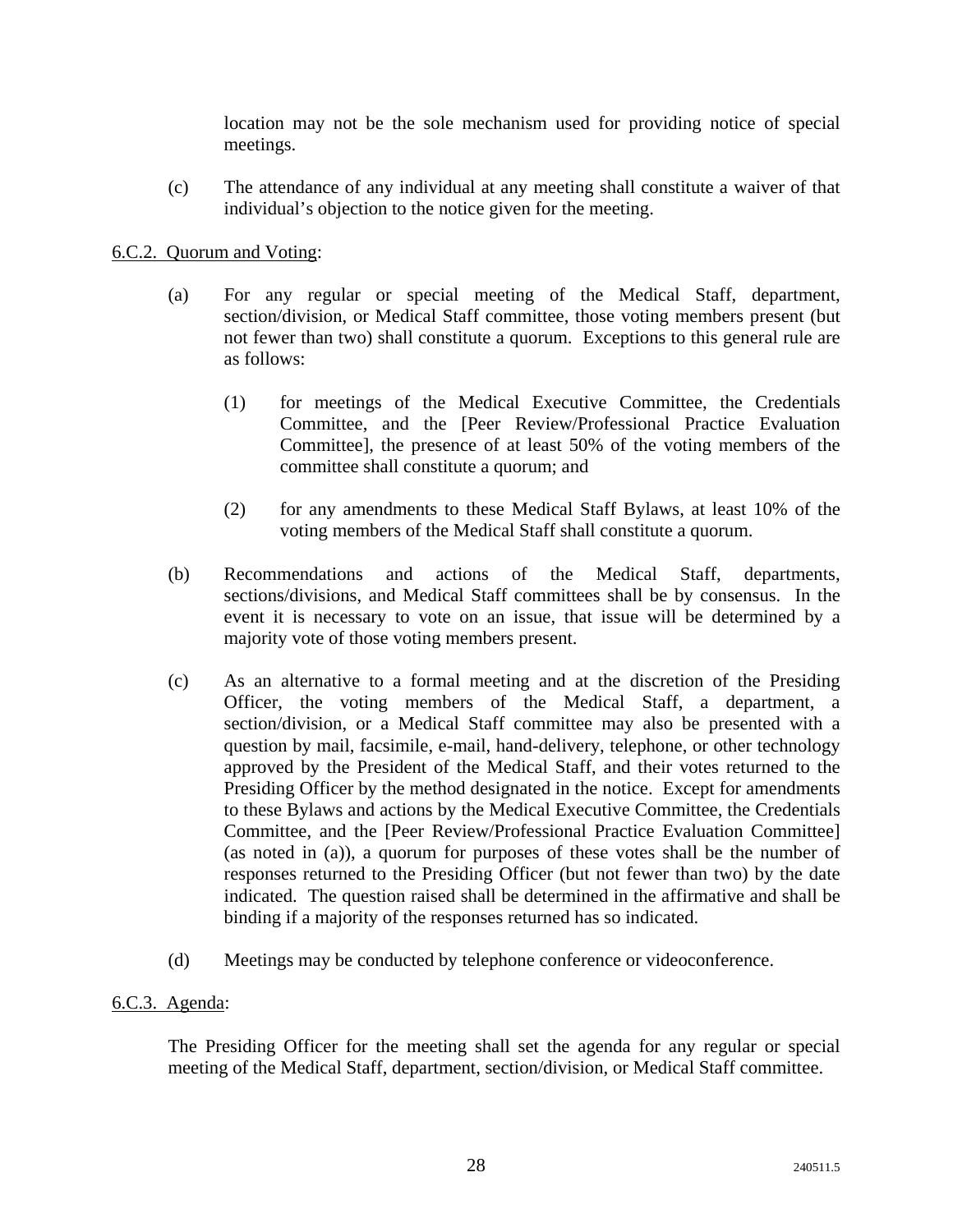location may not be the sole mechanism used for providing notice of special meetings.

(c) The attendance of any individual at any meeting shall constitute a waiver of that individual's objection to the notice given for the meeting.

6.C.2. Quorum and Voting:

(a) For any regular or special meeting of the Medical Staff, department, section/division, or Medical Staff committee, those voting members present (but not fewer than two) shall constitute a quorum. Exceptions to this general rule are as follows:

  (1) for meetings of the Medical Executive Committee, the Credentials Committee, and the [Peer Review/Professional Practice Evaluation Committee], the presence of at least 50% of the voting members of the committee shall constitute a quorum; and

  (2) for any amendments to these Medical Staff Bylaws, at least 10% of the voting members of the Medical Staff shall constitute a quorum.

(b) Recommendations and actions of the Medical Staff, departments, sections/divisions, and Medical Staff committees shall be by consensus. In the event it is necessary to vote on an issue, that issue will be determined by a majority vote of those voting members present.

(c) As an alternative to a formal meeting and at the discretion of the Presiding Officer, the voting members of the Medical Staff, a department, a section/division, or a Medical Staff committee may also be presented with a question by mail, facsimile, e-mail, hand-delivery, telephone, or other technology approved by the President of the Medical Staff, and their votes returned to the Presiding Officer by the method designated in the notice. Except for amendments to these Bylaws and actions by the Medical Executive Committee, the Credentials Committee, and the [Peer Review/Professional Practice Evaluation Committee] (as noted in (a)), a quorum for purposes of these votes shall be the number of responses returned to the Presiding Officer (but not fewer than two) by the date indicated. The question raised shall be determined in the affirmative and shall be binding if a majority of the responses returned has so indicated.

(d) Meetings may be conducted by telephone conference or videoconference.

6.C.3. Agenda:

The Presiding Officer for the meeting shall set the agenda for any regular or special meeting of the Medical Staff, department, section/division, or Medical Staff committee.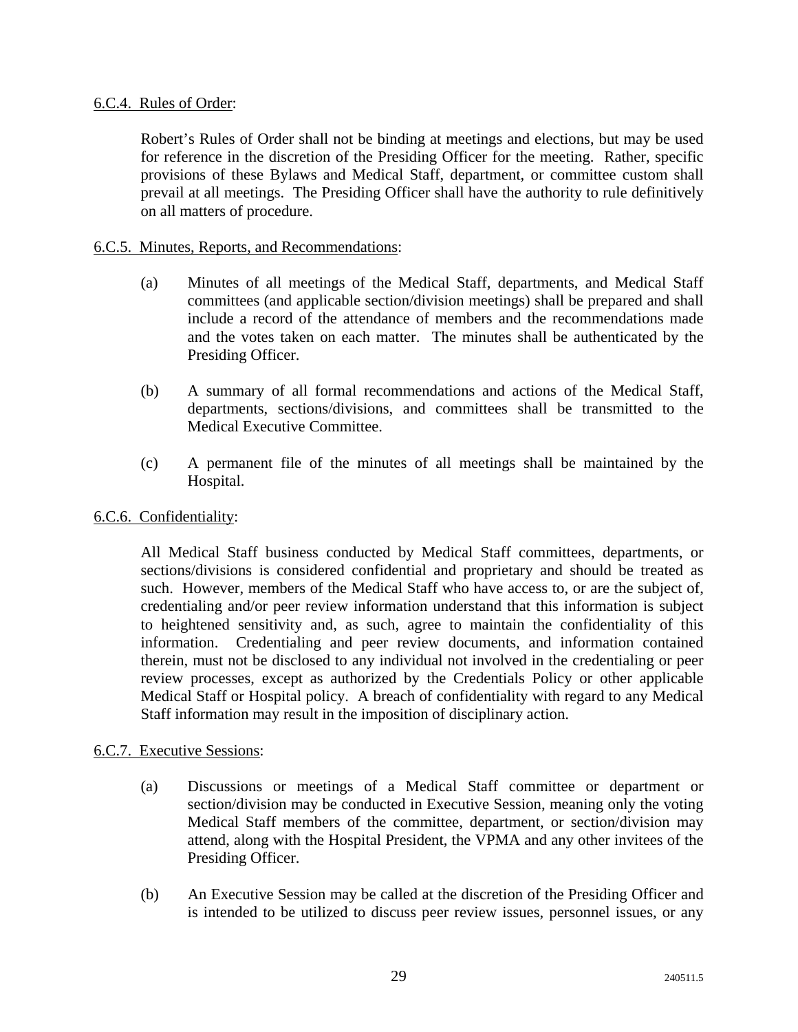6.C.4. Rules of Order:

Robert's Rules of Order shall not be binding at meetings and elections, but may be used for reference in the discretion of the Presiding Officer for the meeting. Rather, specific provisions of these Bylaws and Medical Staff, department, or committee custom shall prevail at all meetings. The Presiding Officer shall have the authority to rule definitively on all matters of procedure.

6.C.5. Minutes, Reports, and Recommendations:

(a) Minutes of all meetings of the Medical Staff, departments, and Medical Staff committees (and applicable section/division meetings) shall be prepared and shall include a record of the attendance of members and the recommendations made and the votes taken on each matter. The minutes shall be authenticated by the Presiding Officer.

(b) A summary of all formal recommendations and actions of the Medical Staff, departments, sections/divisions, and committees shall be transmitted to the Medical Executive Committee.

(c) A permanent file of the minutes of all meetings shall be maintained by the Hospital.

6.C.6. Confidentiality:

All Medical Staff business conducted by Medical Staff committees, departments, or sections/divisions is considered confidential and proprietary and should be treated as such. However, members of the Medical Staff who have access to, or are the subject of, credentialing and/or peer review information understand that this information is subject to heightened sensitivity and, as such, agree to maintain the confidentiality of this information. Credentialing and peer review documents, and information contained therein, must not be disclosed to any individual not involved in the credentialing or peer review processes, except as authorized by the Credentials Policy or other applicable Medical Staff or Hospital policy. A breach of confidentiality with regard to any Medical Staff information may result in the imposition of disciplinary action.

6.C.7. Executive Sessions:

(a) Discussions or meetings of a Medical Staff committee or department or section/division may be conducted in Executive Session, meaning only the voting Medical Staff members of the committee, department, or section/division may attend, along with the Hospital President, the VPMA and any other invitees of the Presiding Officer.

(b) An Executive Session may be called at the discretion of the Presiding Officer and is intended to be utilized to discuss peer review issues, personnel issues, or any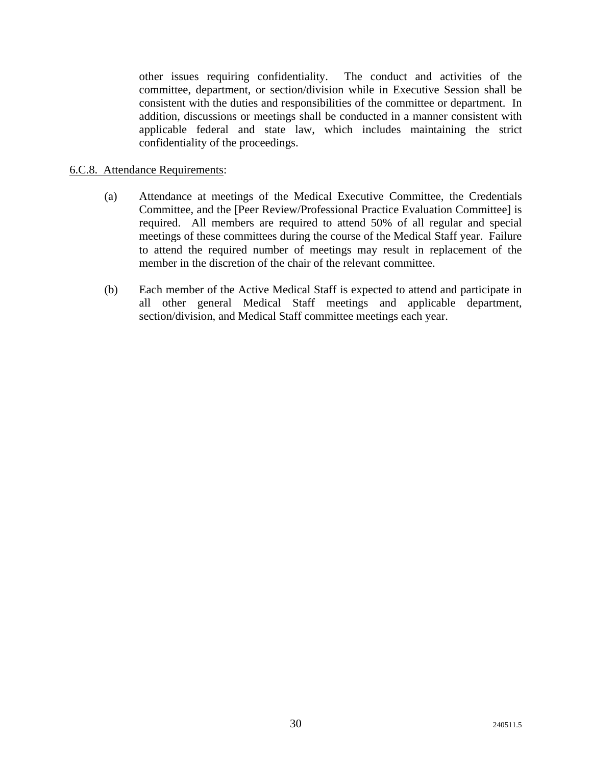other issues requiring confidentiality. The conduct and activities of the committee, department, or section/division while in Executive Session shall be consistent with the duties and responsibilities of the committee or department. In addition, discussions or meetings shall be conducted in a manner consistent with applicable federal and state law, which includes maintaining the strict confidentiality of the proceedings.

6.C.8. Attendance Requirements:

(a) Attendance at meetings of the Medical Executive Committee, the Credentials Committee, and the [Peer Review/Professional Practice Evaluation Committee] is required. All members are required to attend 50% of all regular and special meetings of these committees during the course of the Medical Staff year. Failure to attend the required number of meetings may result in replacement of the member in the discretion of the chair of the relevant committee.

(b) Each member of the Active Medical Staff is expected to attend and participate in all other general Medical Staff meetings and applicable department, section/division, and Medical Staff committee meetings each year.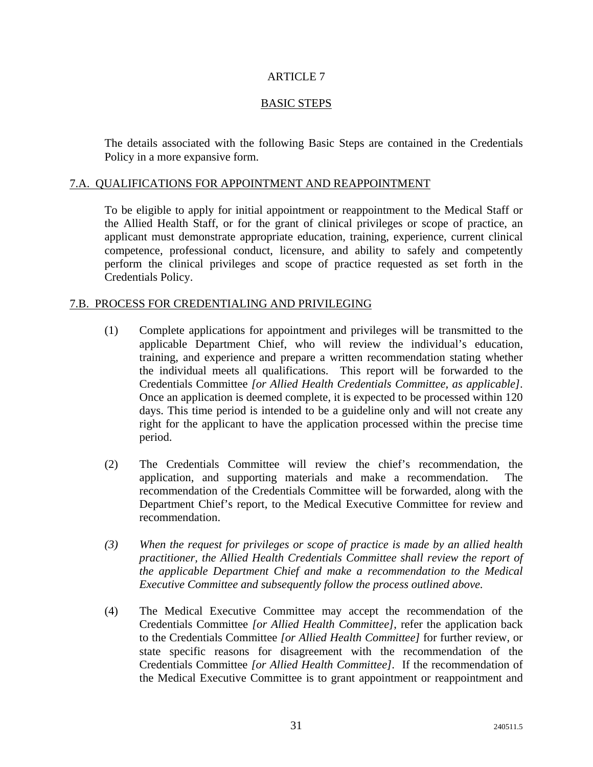# ARTICLE 7

## BASIC STEPS

The details associated with the following Basic Steps are contained in the Credentials Policy in a more expansive form.

### 7.A. QUALIFICATIONS FOR APPOINTMENT AND REAPPOINTMENT

To be eligible to apply for initial appointment or reappointment to the Medical Staff or the Allied Health Staff, or for the grant of clinical privileges or scope of practice, an applicant must demonstrate appropriate education, training, experience, current clinical competence, professional conduct, licensure, and ability to safely and competently perform the clinical privileges and scope of practice requested as set forth in the Credentials Policy.

### 7.B. PROCESS FOR CREDENTIALING AND PRIVILEGING

(1) Complete applications for appointment and privileges will be transmitted to the applicable Department Chief, who will review the individual's education, training, and experience and prepare a written recommendation stating whether the individual meets all qualifications. This report will be forwarded to the Credentials Committee *[or Allied Health Credentials Committee, as applicable]*. Once an application is deemed complete, it is expected to be processed within 120 days. This time period is intended to be a guideline only and will not create any right for the applicant to have the application processed within the precise time period.

(2) The Credentials Committee will review the chief's recommendation, the application, and supporting materials and make a recommendation. The recommendation of the Credentials Committee will be forwarded, along with the Department Chief's report, to the Medical Executive Committee for review and recommendation.

*(3) When the request for privileges or scope of practice is made by an allied health practitioner, the Allied Health Credentials Committee shall review the report of the applicable Department Chief and make a recommendation to the Medical Executive Committee and subsequently follow the process outlined above.*

(4) The Medical Executive Committee may accept the recommendation of the Credentials Committee *[or Allied Health Committee]*, refer the application back to the Credentials Committee *[or Allied Health Committee]* for further review, or state specific reasons for disagreement with the recommendation of the Credentials Committee *[or Allied Health Committee]*. If the recommendation of the Medical Executive Committee is to grant appointment or reappointment and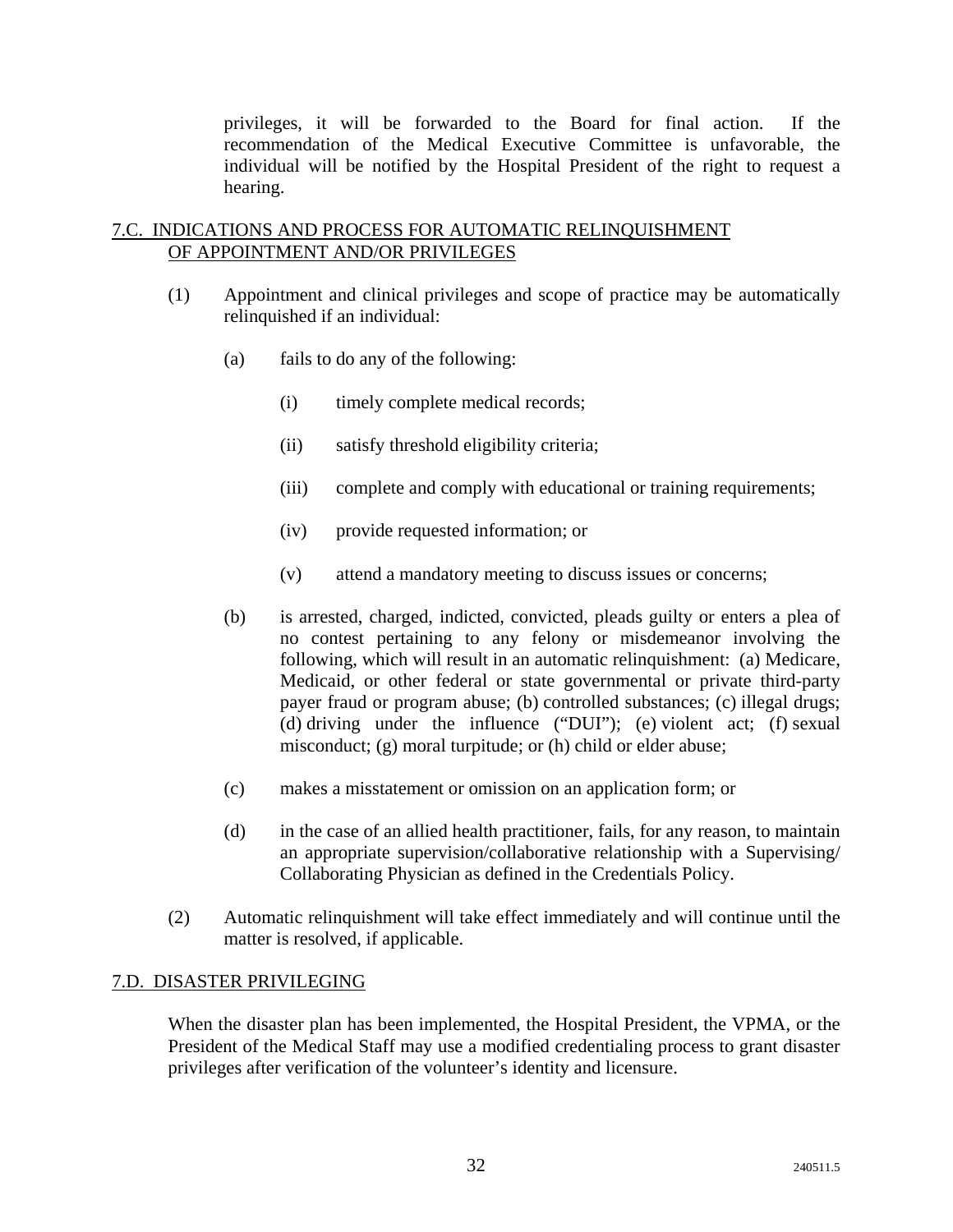privileges, it will be forwarded to the Board for final action. If the recommendation of the Medical Executive Committee is unfavorable, the individual will be notified by the Hospital President of the right to request a hearing.

## 7.C. INDICATIONS AND PROCESS FOR AUTOMATIC RELINQUISHMENT OF APPOINTMENT AND/OR PRIVILEGES

(1) Appointment and clinical privileges and scope of practice may be automatically relinquished if an individual:

(a) fails to do any of the following:

(i) timely complete medical records;

(ii) satisfy threshold eligibility criteria;

(iii) complete and comply with educational or training requirements;

(iv) provide requested information; or

(v) attend a mandatory meeting to discuss issues or concerns;

(b) is arrested, charged, indicted, convicted, pleads guilty or enters a plea of no contest pertaining to any felony or misdemeanor involving the following, which will result in an automatic relinquishment: (a) Medicare, Medicaid, or other federal or state governmental or private third-party payer fraud or program abuse; (b) controlled substances; (c) illegal drugs; (d) driving under the influence ("DUI"); (e) violent act; (f) sexual misconduct; (g) moral turpitude; or (h) child or elder abuse;

(c) makes a misstatement or omission on an application form; or

(d) in the case of an allied health practitioner, fails, for any reason, to maintain an appropriate supervision/collaborative relationship with a Supervising/ Collaborating Physician as defined in the Credentials Policy.

(2) Automatic relinquishment will take effect immediately and will continue until the matter is resolved, if applicable.

## 7.D. DISASTER PRIVILEGING

When the disaster plan has been implemented, the Hospital President, the VPMA, or the President of the Medical Staff may use a modified credentialing process to grant disaster privileges after verification of the volunteer's identity and licensure.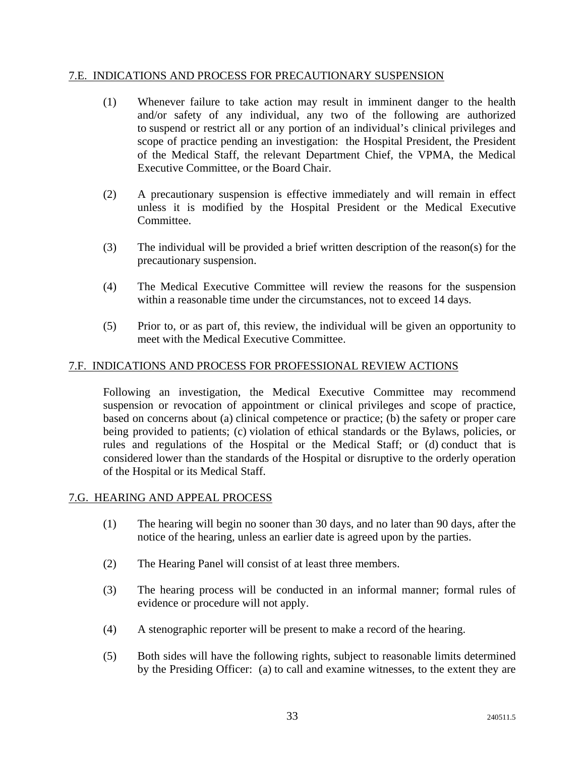## 7.E. INDICATIONS AND PROCESS FOR PRECAUTIONARY SUSPENSION

(1) Whenever failure to take action may result in imminent danger to the health and/or safety of any individual, any two of the following are authorized to suspend or restrict all or any portion of an individual's clinical privileges and scope of practice pending an investigation: the Hospital President, the President of the Medical Staff, the relevant Department Chief, the VPMA, the Medical Executive Committee, or the Board Chair.

(2) A precautionary suspension is effective immediately and will remain in effect unless it is modified by the Hospital President or the Medical Executive Committee.

(3) The individual will be provided a brief written description of the reason(s) for the precautionary suspension.

(4) The Medical Executive Committee will review the reasons for the suspension within a reasonable time under the circumstances, not to exceed 14 days.

(5) Prior to, or as part of, this review, the individual will be given an opportunity to meet with the Medical Executive Committee.

## 7.F. INDICATIONS AND PROCESS FOR PROFESSIONAL REVIEW ACTIONS

Following an investigation, the Medical Executive Committee may recommend suspension or revocation of appointment or clinical privileges and scope of practice, based on concerns about (a) clinical competence or practice; (b) the safety or proper care being provided to patients; (c) violation of ethical standards or the Bylaws, policies, or rules and regulations of the Hospital or the Medical Staff; or (d) conduct that is considered lower than the standards of the Hospital or disruptive to the orderly operation of the Hospital or its Medical Staff.

## 7.G. HEARING AND APPEAL PROCESS

(1) The hearing will begin no sooner than 30 days, and no later than 90 days, after the notice of the hearing, unless an earlier date is agreed upon by the parties.

(2) The Hearing Panel will consist of at least three members.

(3) The hearing process will be conducted in an informal manner; formal rules of evidence or procedure will not apply.

(4) A stenographic reporter will be present to make a record of the hearing.

(5) Both sides will have the following rights, subject to reasonable limits determined by the Presiding Officer: (a) to call and examine witnesses, to the extent they are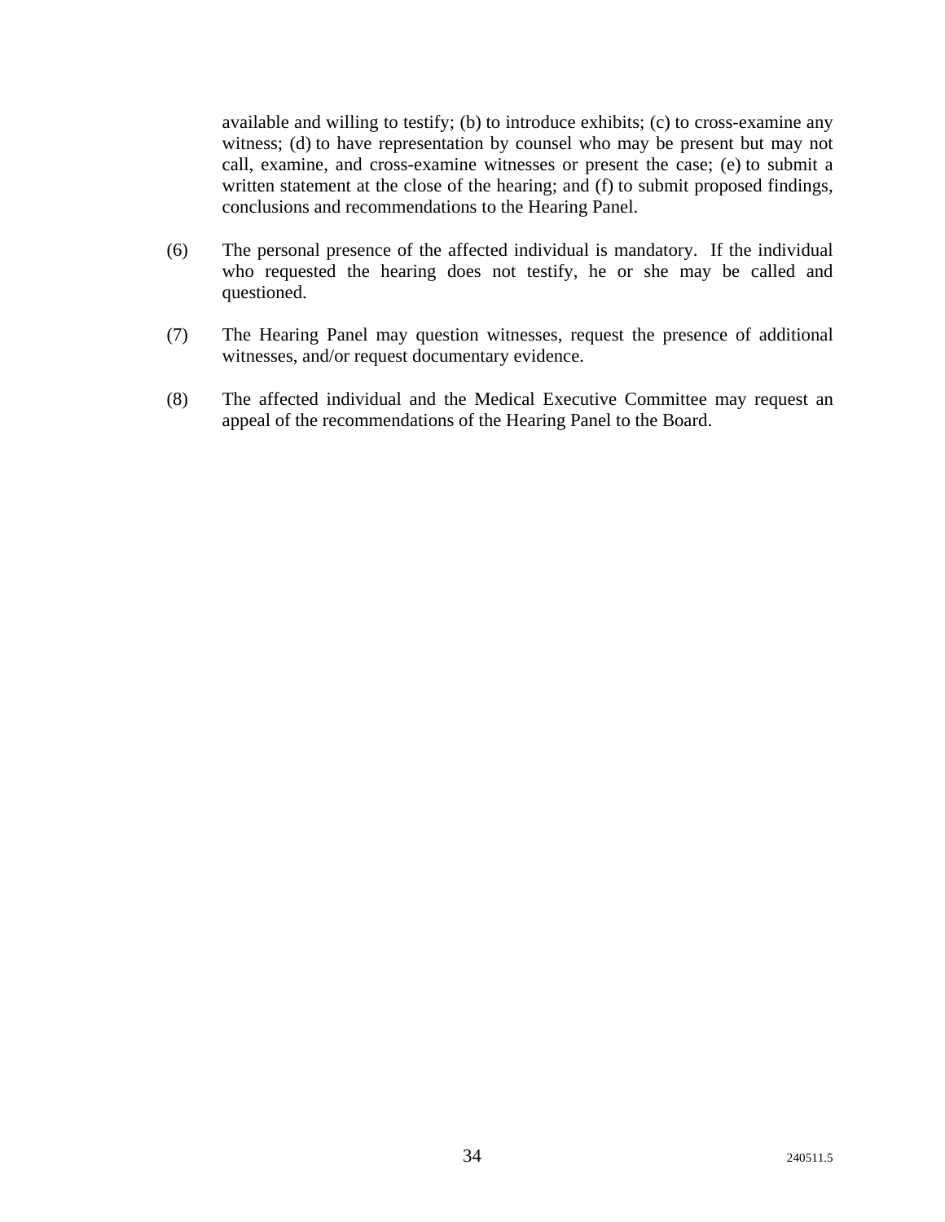available and willing to testify; (b) to introduce exhibits; (c) to cross-examine any witness; (d) to have representation by counsel who may be present but may not call, examine, and cross-examine witnesses or present the case; (e) to submit a written statement at the close of the hearing; and (f) to submit proposed findings, conclusions and recommendations to the Hearing Panel.

(6) The personal presence of the affected individual is mandatory. If the individual who requested the hearing does not testify, he or she may be called and questioned.

(7) The Hearing Panel may question witnesses, request the presence of additional witnesses, and/or request documentary evidence.

(8) The affected individual and the Medical Executive Committee may request an appeal of the recommendations of the Hearing Panel to the Board.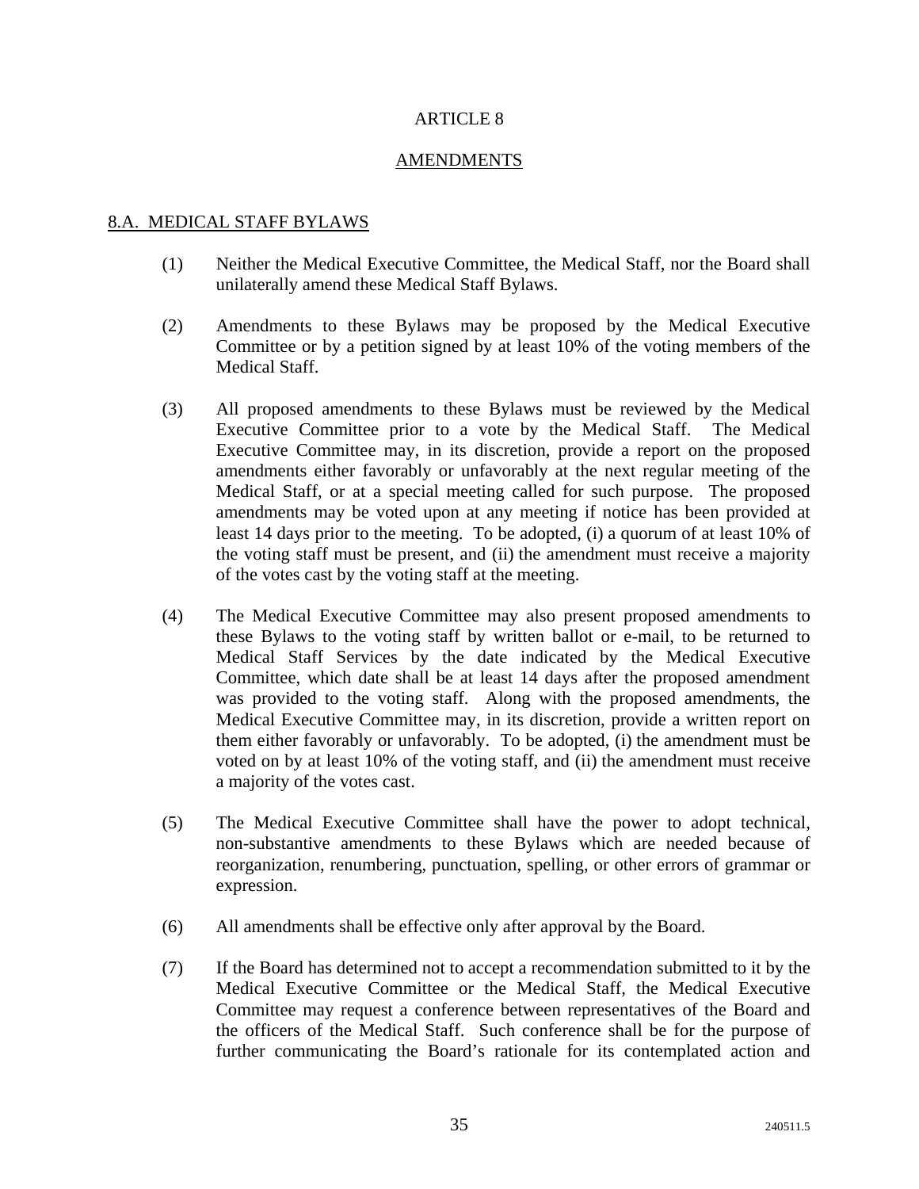# ARTICLE 8

## AMENDMENTS

### 8.A. MEDICAL STAFF BYLAWS

(1) Neither the Medical Executive Committee, the Medical Staff, nor the Board shall unilaterally amend these Medical Staff Bylaws.

(2) Amendments to these Bylaws may be proposed by the Medical Executive Committee or by a petition signed by at least 10% of the voting members of the Medical Staff.

(3) All proposed amendments to these Bylaws must be reviewed by the Medical Executive Committee prior to a vote by the Medical Staff. The Medical Executive Committee may, in its discretion, provide a report on the proposed amendments either favorably or unfavorably at the next regular meeting of the Medical Staff, or at a special meeting called for such purpose. The proposed amendments may be voted upon at any meeting if notice has been provided at least 14 days prior to the meeting. To be adopted, (i) a quorum of at least 10% of the voting staff must be present, and (ii) the amendment must receive a majority of the votes cast by the voting staff at the meeting.

(4) The Medical Executive Committee may also present proposed amendments to these Bylaws to the voting staff by written ballot or e-mail, to be returned to Medical Staff Services by the date indicated by the Medical Executive Committee, which date shall be at least 14 days after the proposed amendment was provided to the voting staff. Along with the proposed amendments, the Medical Executive Committee may, in its discretion, provide a written report on them either favorably or unfavorably. To be adopted, (i) the amendment must be voted on by at least 10% of the voting staff, and (ii) the amendment must receive a majority of the votes cast.

(5) The Medical Executive Committee shall have the power to adopt technical, non-substantive amendments to these Bylaws which are needed because of reorganization, renumbering, punctuation, spelling, or other errors of grammar or expression.

(6) All amendments shall be effective only after approval by the Board.

(7) If the Board has determined not to accept a recommendation submitted to it by the Medical Executive Committee or the Medical Staff, the Medical Executive Committee may request a conference between representatives of the Board and the officers of the Medical Staff. Such conference shall be for the purpose of further communicating the Board's rationale for its contemplated action and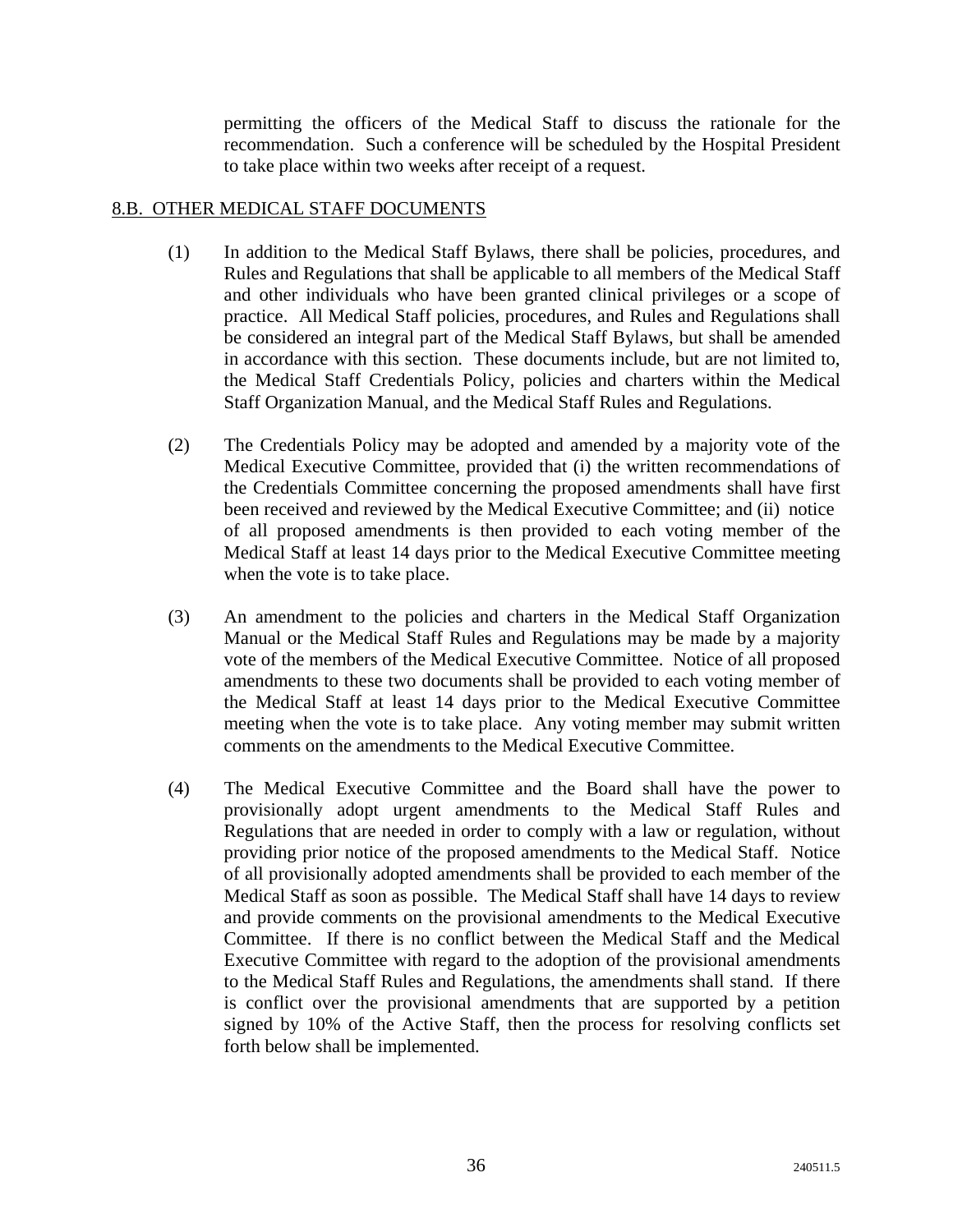permitting the officers of the Medical Staff to discuss the rationale for the recommendation. Such a conference will be scheduled by the Hospital President to take place within two weeks after receipt of a request.

## 8.B. OTHER MEDICAL STAFF DOCUMENTS

(1) In addition to the Medical Staff Bylaws, there shall be policies, procedures, and Rules and Regulations that shall be applicable to all members of the Medical Staff and other individuals who have been granted clinical privileges or a scope of practice. All Medical Staff policies, procedures, and Rules and Regulations shall be considered an integral part of the Medical Staff Bylaws, but shall be amended in accordance with this section. These documents include, but are not limited to, the Medical Staff Credentials Policy, policies and charters within the Medical Staff Organization Manual, and the Medical Staff Rules and Regulations.

(2) The Credentials Policy may be adopted and amended by a majority vote of the Medical Executive Committee, provided that (i) the written recommendations of the Credentials Committee concerning the proposed amendments shall have first been received and reviewed by the Medical Executive Committee; and (ii) notice of all proposed amendments is then provided to each voting member of the Medical Staff at least 14 days prior to the Medical Executive Committee meeting when the vote is to take place.

(3) An amendment to the policies and charters in the Medical Staff Organization Manual or the Medical Staff Rules and Regulations may be made by a majority vote of the members of the Medical Executive Committee. Notice of all proposed amendments to these two documents shall be provided to each voting member of the Medical Staff at least 14 days prior to the Medical Executive Committee meeting when the vote is to take place. Any voting member may submit written comments on the amendments to the Medical Executive Committee.

(4) The Medical Executive Committee and the Board shall have the power to provisionally adopt urgent amendments to the Medical Staff Rules and Regulations that are needed in order to comply with a law or regulation, without providing prior notice of the proposed amendments to the Medical Staff. Notice of all provisionally adopted amendments shall be provided to each member of the Medical Staff as soon as possible. The Medical Staff shall have 14 days to review and provide comments on the provisional amendments to the Medical Executive Committee. If there is no conflict between the Medical Staff and the Medical Executive Committee with regard to the adoption of the provisional amendments to the Medical Staff Rules and Regulations, the amendments shall stand. If there is conflict over the provisional amendments that are supported by a petition signed by 10% of the Active Staff, then the process for resolving conflicts set forth below shall be implemented.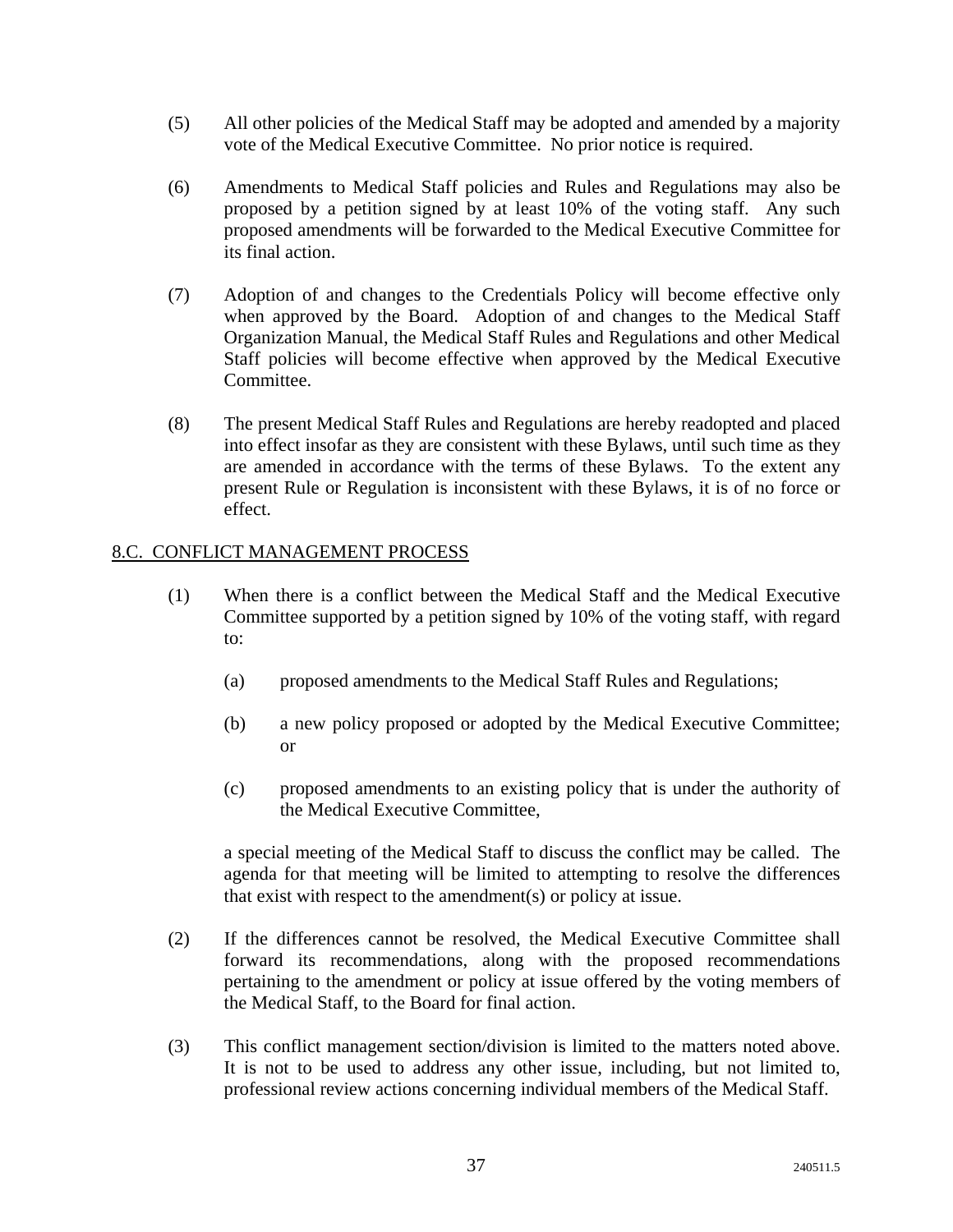(5) All other policies of the Medical Staff may be adopted and amended by a majority vote of the Medical Executive Committee. No prior notice is required.

(6) Amendments to Medical Staff policies and Rules and Regulations may also be proposed by a petition signed by at least 10% of the voting staff. Any such proposed amendments will be forwarded to the Medical Executive Committee for its final action.

(7) Adoption of and changes to the Credentials Policy will become effective only when approved by the Board. Adoption of and changes to the Medical Staff Organization Manual, the Medical Staff Rules and Regulations and other Medical Staff policies will become effective when approved by the Medical Executive Committee.

(8) The present Medical Staff Rules and Regulations are hereby readopted and placed into effect insofar as they are consistent with these Bylaws, until such time as they are amended in accordance with the terms of these Bylaws. To the extent any present Rule or Regulation is inconsistent with these Bylaws, it is of no force or effect.

## 8.C. CONFLICT MANAGEMENT PROCESS

(1) When there is a conflict between the Medical Staff and the Medical Executive Committee supported by a petition signed by 10% of the voting staff, with regard to:

   (a) proposed amendments to the Medical Staff Rules and Regulations;

   (b) a new policy proposed or adopted by the Medical Executive Committee; or

   (c) proposed amendments to an existing policy that is under the authority of the Medical Executive Committee,

   a special meeting of the Medical Staff to discuss the conflict may be called. The agenda for that meeting will be limited to attempting to resolve the differences that exist with respect to the amendment(s) or policy at issue.

(2) If the differences cannot be resolved, the Medical Executive Committee shall forward its recommendations, along with the proposed recommendations pertaining to the amendment or policy at issue offered by the voting members of the Medical Staff, to the Board for final action.

(3) This conflict management section/division is limited to the matters noted above. It is not to be used to address any other issue, including, but not limited to, professional review actions concerning individual members of the Medical Staff.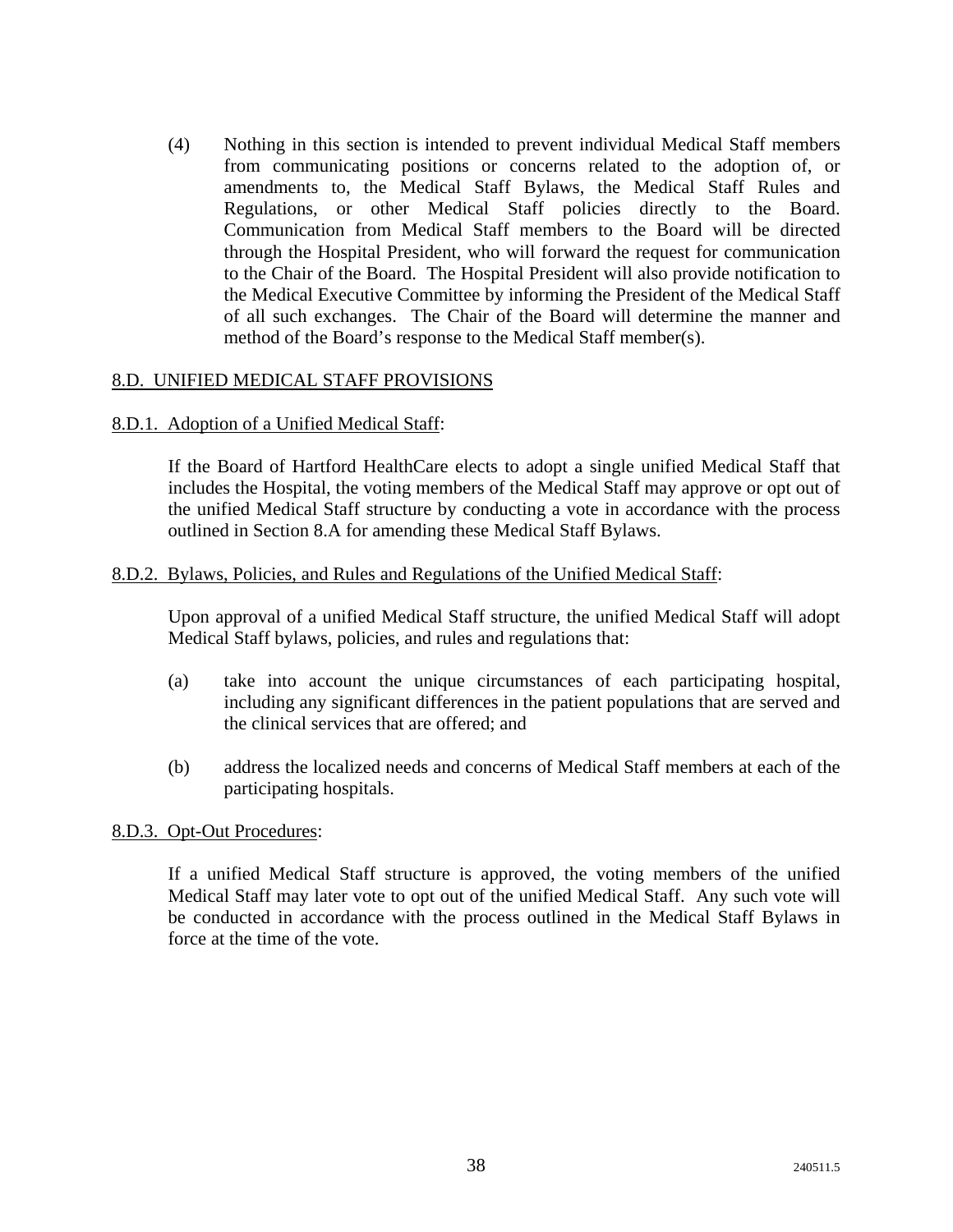(4) Nothing in this section is intended to prevent individual Medical Staff members from communicating positions or concerns related to the adoption of, or amendments to, the Medical Staff Bylaws, the Medical Staff Rules and Regulations, or other Medical Staff policies directly to the Board. Communication from Medical Staff members to the Board will be directed through the Hospital President, who will forward the request for communication to the Chair of the Board. The Hospital President will also provide notification to the Medical Executive Committee by informing the President of the Medical Staff of all such exchanges. The Chair of the Board will determine the manner and method of the Board's response to the Medical Staff member(s).

## 8.D. UNIFIED MEDICAL STAFF PROVISIONS

### 8.D.1. Adoption of a Unified Medical Staff:

If the Board of Hartford HealthCare elects to adopt a single unified Medical Staff that includes the Hospital, the voting members of the Medical Staff may approve or opt out of the unified Medical Staff structure by conducting a vote in accordance with the process outlined in Section 8.A for amending these Medical Staff Bylaws.

### 8.D.2. Bylaws, Policies, and Rules and Regulations of the Unified Medical Staff:

Upon approval of a unified Medical Staff structure, the unified Medical Staff will adopt Medical Staff bylaws, policies, and rules and regulations that:

(a) take into account the unique circumstances of each participating hospital, including any significant differences in the patient populations that are served and the clinical services that are offered; and

(b) address the localized needs and concerns of Medical Staff members at each of the participating hospitals.

### 8.D.3. Opt-Out Procedures:

If a unified Medical Staff structure is approved, the voting members of the unified Medical Staff may later vote to opt out of the unified Medical Staff. Any such vote will be conducted in accordance with the process outlined in the Medical Staff Bylaws in force at the time of the vote.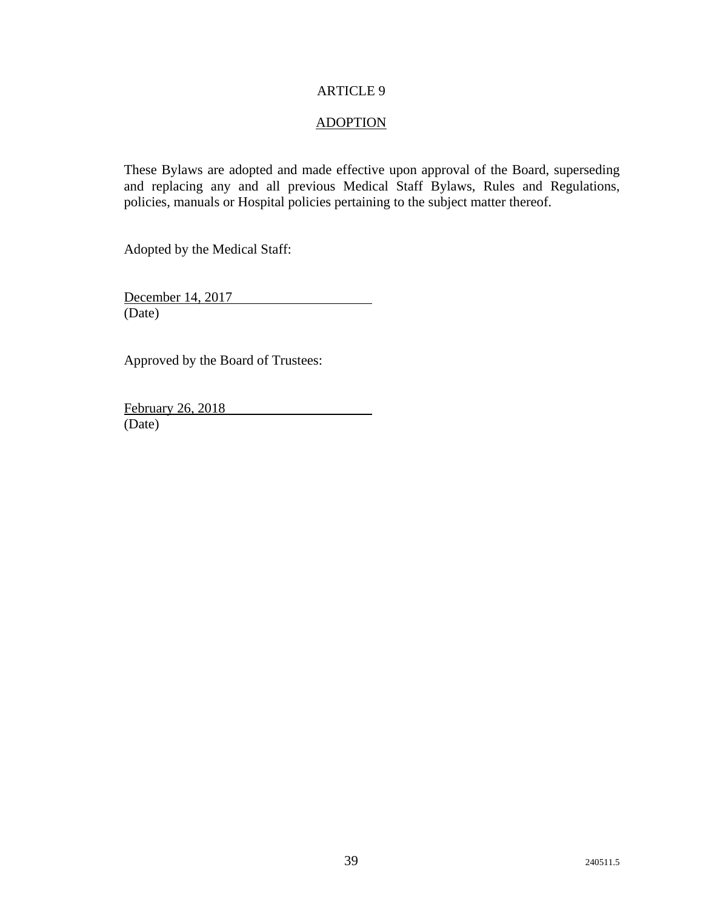# ARTICLE 9

## ADOPTION

These Bylaws are adopted and made effective upon approval of the Board, superseding and replacing any and all previous Medical Staff Bylaws, Rules and Regulations, policies, manuals or Hospital policies pertaining to the subject matter thereof.

Adopted by the Medical Staff:

December 14, 2017
(Date)

Approved by the Board of Trustees:

February 26, 2018
(Date)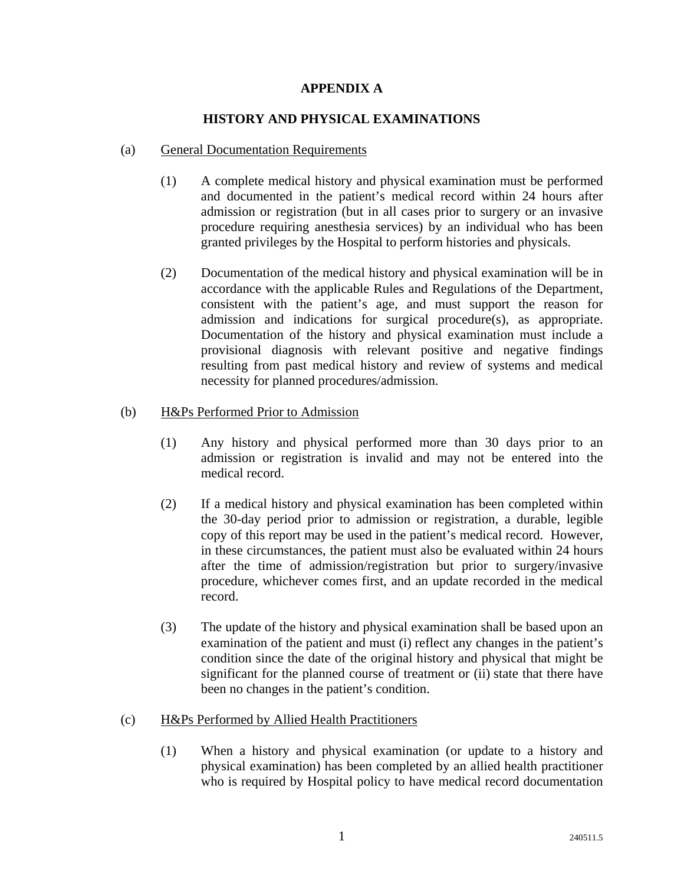# APPENDIX A

## HISTORY AND PHYSICAL EXAMINATIONS

(a) General Documentation Requirements

(1) A complete medical history and physical examination must be performed and documented in the patient's medical record within 24 hours after admission or registration (but in all cases prior to surgery or an invasive procedure requiring anesthesia services) by an individual who has been granted privileges by the Hospital to perform histories and physicals.

(2) Documentation of the medical history and physical examination will be in accordance with the applicable Rules and Regulations of the Department, consistent with the patient's age, and must support the reason for admission and indications for surgical procedure(s), as appropriate. Documentation of the history and physical examination must include a provisional diagnosis with relevant positive and negative findings resulting from past medical history and review of systems and medical necessity for planned procedures/admission.

(b) H&Ps Performed Prior to Admission

(1) Any history and physical performed more than 30 days prior to an admission or registration is invalid and may not be entered into the medical record.

(2) If a medical history and physical examination has been completed within the 30-day period prior to admission or registration, a durable, legible copy of this report may be used in the patient's medical record. However, in these circumstances, the patient must also be evaluated within 24 hours after the time of admission/registration but prior to surgery/invasive procedure, whichever comes first, and an update recorded in the medical record.

(3) The update of the history and physical examination shall be based upon an examination of the patient and must (i) reflect any changes in the patient's condition since the date of the original history and physical that might be significant for the planned course of treatment or (ii) state that there have been no changes in the patient's condition.

(c) H&Ps Performed by Allied Health Practitioners

(1) When a history and physical examination (or update to a history and physical examination) has been completed by an allied health practitioner who is required by Hospital policy to have medical record documentation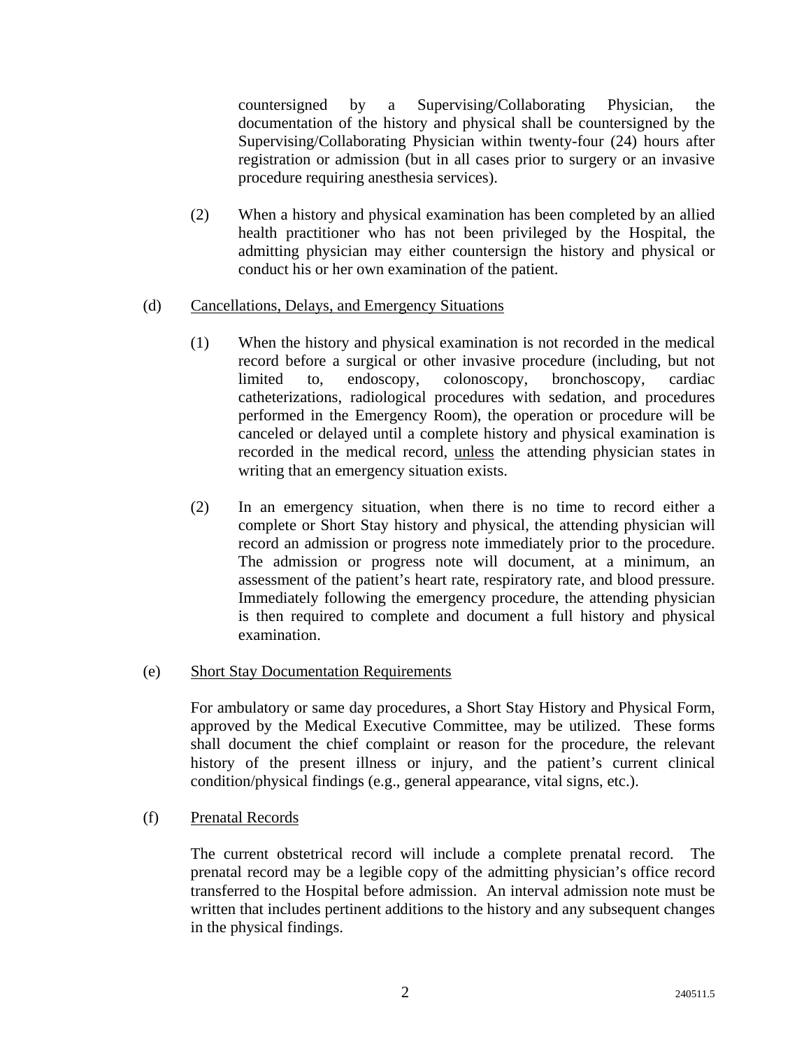countersigned by a Supervising/Collaborating Physician, the documentation of the history and physical shall be countersigned by the Supervising/Collaborating Physician within twenty-four (24) hours after registration or admission (but in all cases prior to surgery or an invasive procedure requiring anesthesia services).

(2) When a history and physical examination has been completed by an allied health practitioner who has not been privileged by the Hospital, the admitting physician may either countersign the history and physical or conduct his or her own examination of the patient.

(d) Cancellations, Delays, and Emergency Situations

(1) When the history and physical examination is not recorded in the medical record before a surgical or other invasive procedure (including, but not limited to, endoscopy, colonoscopy, bronchoscopy, cardiac catheterizations, radiological procedures with sedation, and procedures performed in the Emergency Room), the operation or procedure will be canceled or delayed until a complete history and physical examination is recorded in the medical record, unless the attending physician states in writing that an emergency situation exists.

(2) In an emergency situation, when there is no time to record either a complete or Short Stay history and physical, the attending physician will record an admission or progress note immediately prior to the procedure. The admission or progress note will document, at a minimum, an assessment of the patient's heart rate, respiratory rate, and blood pressure. Immediately following the emergency procedure, the attending physician is then required to complete and document a full history and physical examination.

(e) Short Stay Documentation Requirements

For ambulatory or same day procedures, a Short Stay History and Physical Form, approved by the Medical Executive Committee, may be utilized. These forms shall document the chief complaint or reason for the procedure, the relevant history of the present illness or injury, and the patient's current clinical condition/physical findings (e.g., general appearance, vital signs, etc.).

(f) Prenatal Records

The current obstetrical record will include a complete prenatal record. The prenatal record may be a legible copy of the admitting physician's office record transferred to the Hospital before admission. An interval admission note must be written that includes pertinent additions to the history and any subsequent changes in the physical findings.